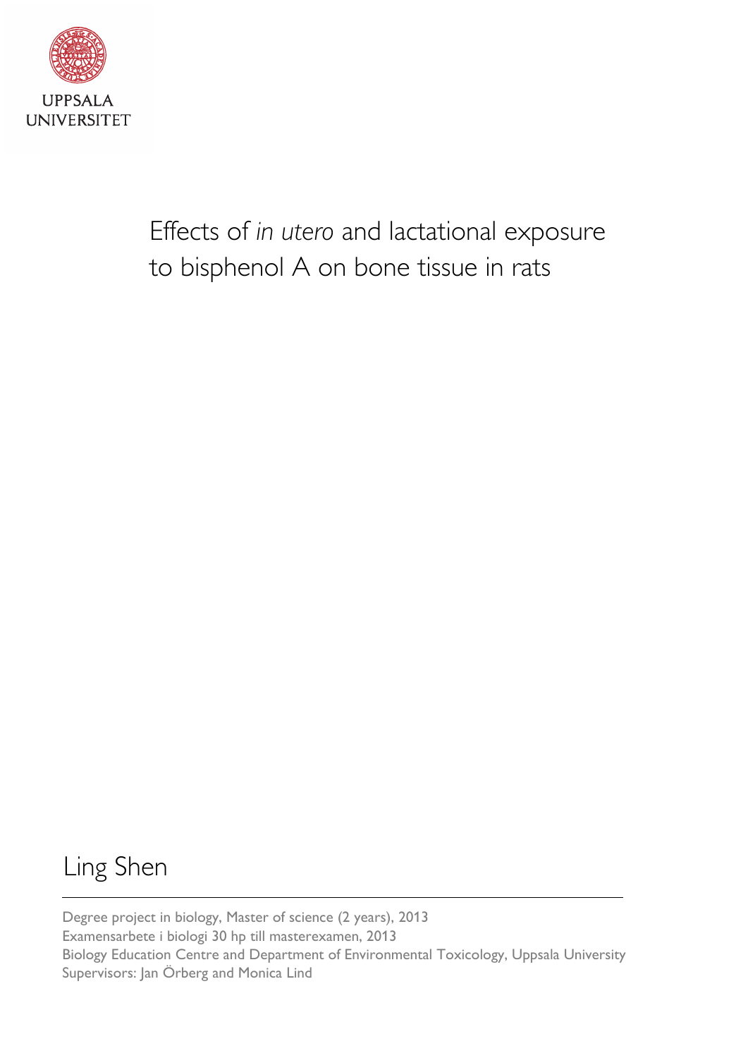UPPSALA UNIVERSITET

# Effects of *in utero* and lactational exposure to bisphenol A on bone tissue in rats

Ling Shen

---

Degree project in biology, Master of science (2 years), 2013
Examensarbete i biologi 30 hp till masterexamen, 2013
Biology Education Centre and Department of Environmental Toxicology, Uppsala University
Supervisors: Jan Örberg and Monica Lind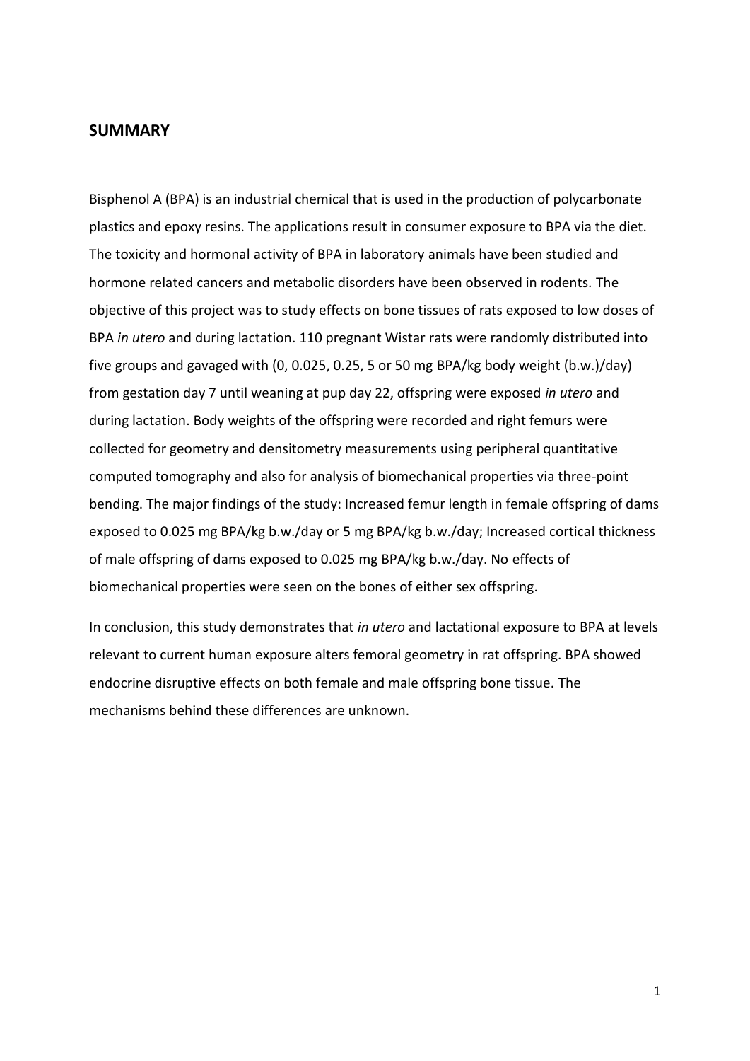## SUMMARY

Bisphenol A (BPA) is an industrial chemical that is used in the production of polycarbonate plastics and epoxy resins. The applications result in consumer exposure to BPA via the diet. The toxicity and hormonal activity of BPA in laboratory animals have been studied and hormone related cancers and metabolic disorders have been observed in rodents. The objective of this project was to study effects on bone tissues of rats exposed to low doses of BPA *in utero* and during lactation. 110 pregnant Wistar rats were randomly distributed into five groups and gavaged with (0, 0.025, 0.25, 5 or 50 mg BPA/kg body weight (b.w.)/day) from gestation day 7 until weaning at pup day 22, offspring were exposed *in utero* and during lactation. Body weights of the offspring were recorded and right femurs were collected for geometry and densitometry measurements using peripheral quantitative computed tomography and also for analysis of biomechanical properties via three-point bending. The major findings of the study: Increased femur length in female offspring of dams exposed to 0.025 mg BPA/kg b.w./day or 5 mg BPA/kg b.w./day; Increased cortical thickness of male offspring of dams exposed to 0.025 mg BPA/kg b.w./day. No effects of biomechanical properties were seen on the bones of either sex offspring.

In conclusion, this study demonstrates that *in utero* and lactational exposure to BPA at levels relevant to current human exposure alters femoral geometry in rat offspring. BPA showed endocrine disruptive effects on both female and male offspring bone tissue. The mechanisms behind these differences are unknown.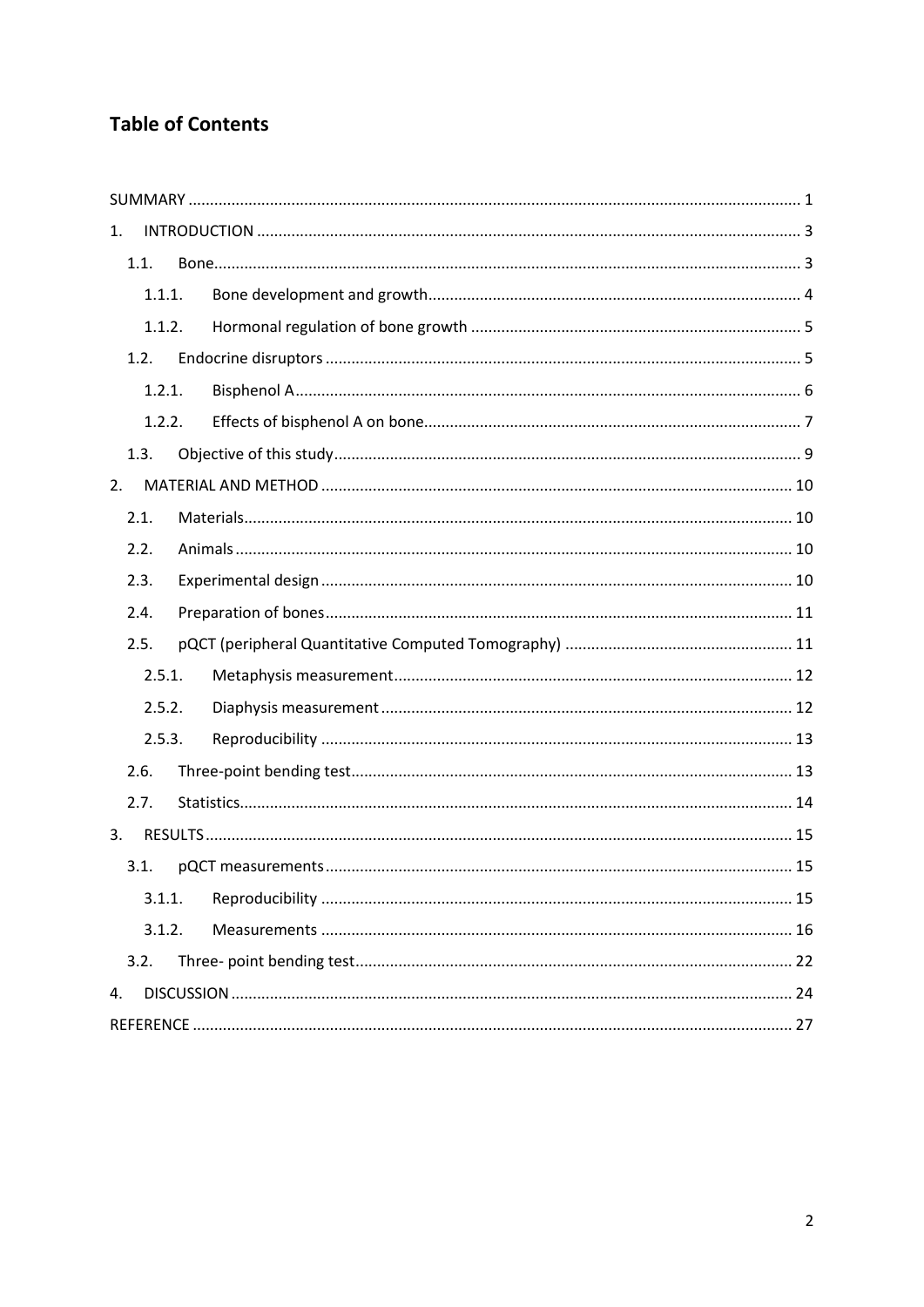# Table of Contents

SUMMARY ..... 1

1. INTRODUCTION ..... 3
   - 1.1. Bone ..... 3
     - 1.1.1. Bone development and growth ..... 4
     - 1.1.2. Hormonal regulation of bone growth ..... 5
   - 1.2. Endocrine disruptors ..... 5
     - 1.2.1. Bisphenol A ..... 6
     - 1.2.2. Effects of bisphenol A on bone ..... 7
   - 1.3. Objective of this study ..... 9
2. MATERIAL AND METHOD ..... 10
   - 2.1. Materials ..... 10
   - 2.2. Animals ..... 10
   - 2.3. Experimental design ..... 10
   - 2.4. Preparation of bones ..... 11
   - 2.5. pQCT (peripheral Quantitative Computed Tomography) ..... 11
     - 2.5.1. Metaphysis measurement ..... 12
     - 2.5.2. Diaphysis measurement ..... 12
     - 2.5.3. Reproducibility ..... 13
   - 2.6. Three-point bending test ..... 13
   - 2.7. Statistics ..... 14
3. RESULTS ..... 15
   - 3.1. pQCT measurements ..... 15
     - 3.1.1. Reproducibility ..... 15
     - 3.1.2. Measurements ..... 16
   - 3.2. Three- point bending test ..... 22
4. DISCUSSION ..... 24

REFERENCE ..... 27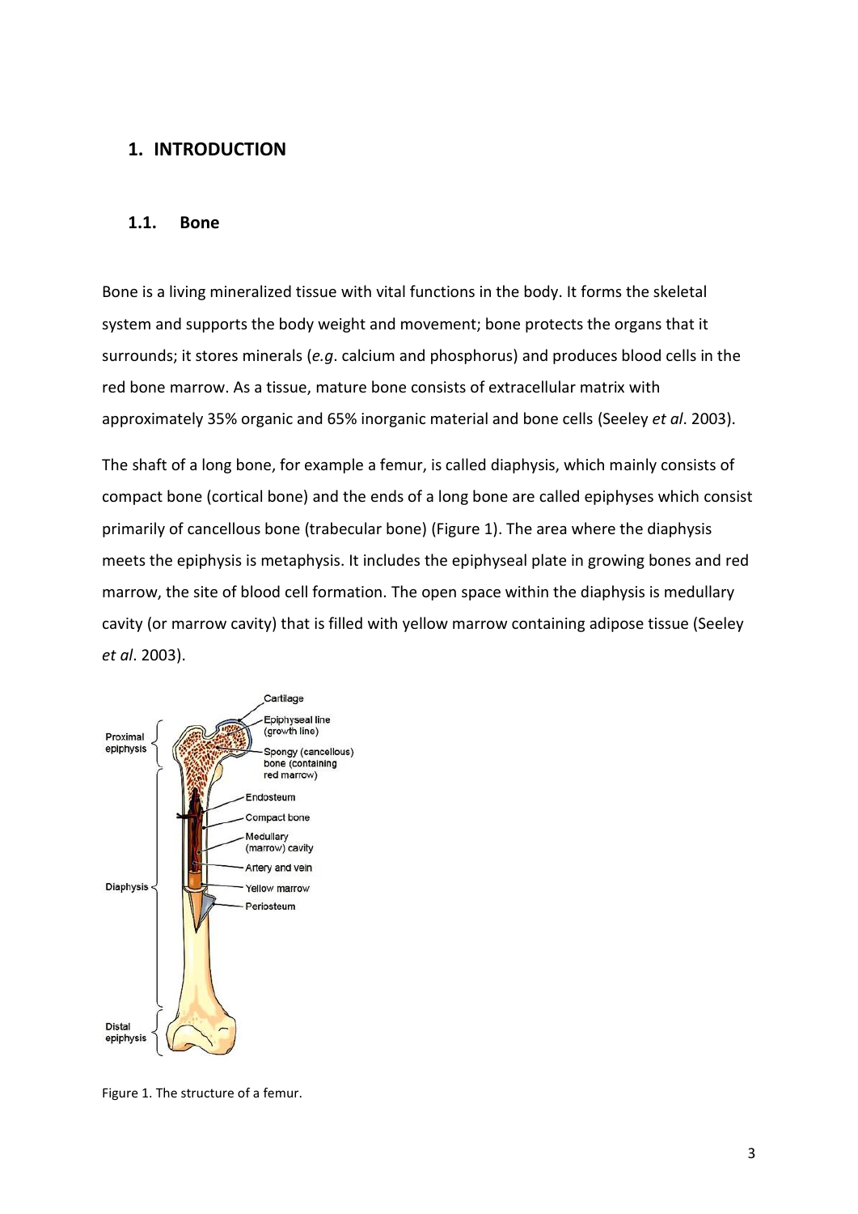# 1. INTRODUCTION

## 1.1. Bone

Bone is a living mineralized tissue with vital functions in the body. It forms the skeletal system and supports the body weight and movement; bone protects the organs that it surrounds; it stores minerals (*e.g*. calcium and phosphorus) and produces blood cells in the red bone marrow. As a tissue, mature bone consists of extracellular matrix with approximately 35% organic and 65% inorganic material and bone cells (Seeley *et al*. 2003).

The shaft of a long bone, for example a femur, is called diaphysis, which mainly consists of compact bone (cortical bone) and the ends of a long bone are called epiphyses which consist primarily of cancellous bone (trabecular bone) (Figure 1). The area where the diaphysis meets the epiphysis is metaphysis. It includes the epiphyseal plate in growing bones and red marrow, the site of blood cell formation. The open space within the diaphysis is medullary cavity (or marrow cavity) that is filled with yellow marrow containing adipose tissue (Seeley *et al*. 2003).

Figure 1. The structure of a femur.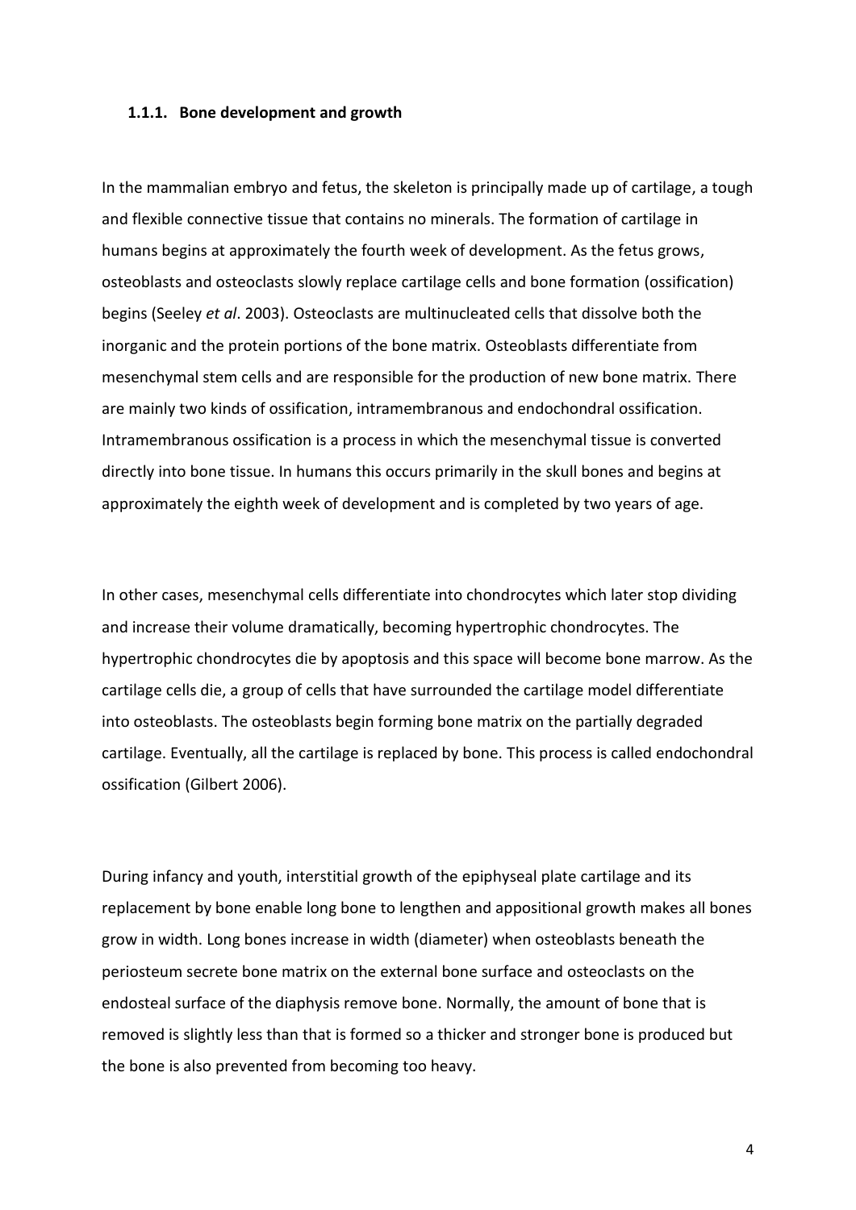### 1.1.1. Bone development and growth

In the mammalian embryo and fetus, the skeleton is principally made up of cartilage, a tough and flexible connective tissue that contains no minerals. The formation of cartilage in humans begins at approximately the fourth week of development. As the fetus grows, osteoblasts and osteoclasts slowly replace cartilage cells and bone formation (ossification) begins (Seeley *et al*. 2003). Osteoclasts are multinucleated cells that dissolve both the inorganic and the protein portions of the bone matrix. Osteoblasts differentiate from mesenchymal stem cells and are responsible for the production of new bone matrix. There are mainly two kinds of ossification, intramembranous and endochondral ossification. Intramembranous ossification is a process in which the mesenchymal tissue is converted directly into bone tissue. In humans this occurs primarily in the skull bones and begins at approximately the eighth week of development and is completed by two years of age.

In other cases, mesenchymal cells differentiate into chondrocytes which later stop dividing and increase their volume dramatically, becoming hypertrophic chondrocytes. The hypertrophic chondrocytes die by apoptosis and this space will become bone marrow. As the cartilage cells die, a group of cells that have surrounded the cartilage model differentiate into osteoblasts. The osteoblasts begin forming bone matrix on the partially degraded cartilage. Eventually, all the cartilage is replaced by bone. This process is called endochondral ossification (Gilbert 2006).

During infancy and youth, interstitial growth of the epiphyseal plate cartilage and its replacement by bone enable long bone to lengthen and appositional growth makes all bones grow in width. Long bones increase in width (diameter) when osteoblasts beneath the periosteum secrete bone matrix on the external bone surface and osteoclasts on the endosteal surface of the diaphysis remove bone. Normally, the amount of bone that is removed is slightly less than that is formed so a thicker and stronger bone is produced but the bone is also prevented from becoming too heavy.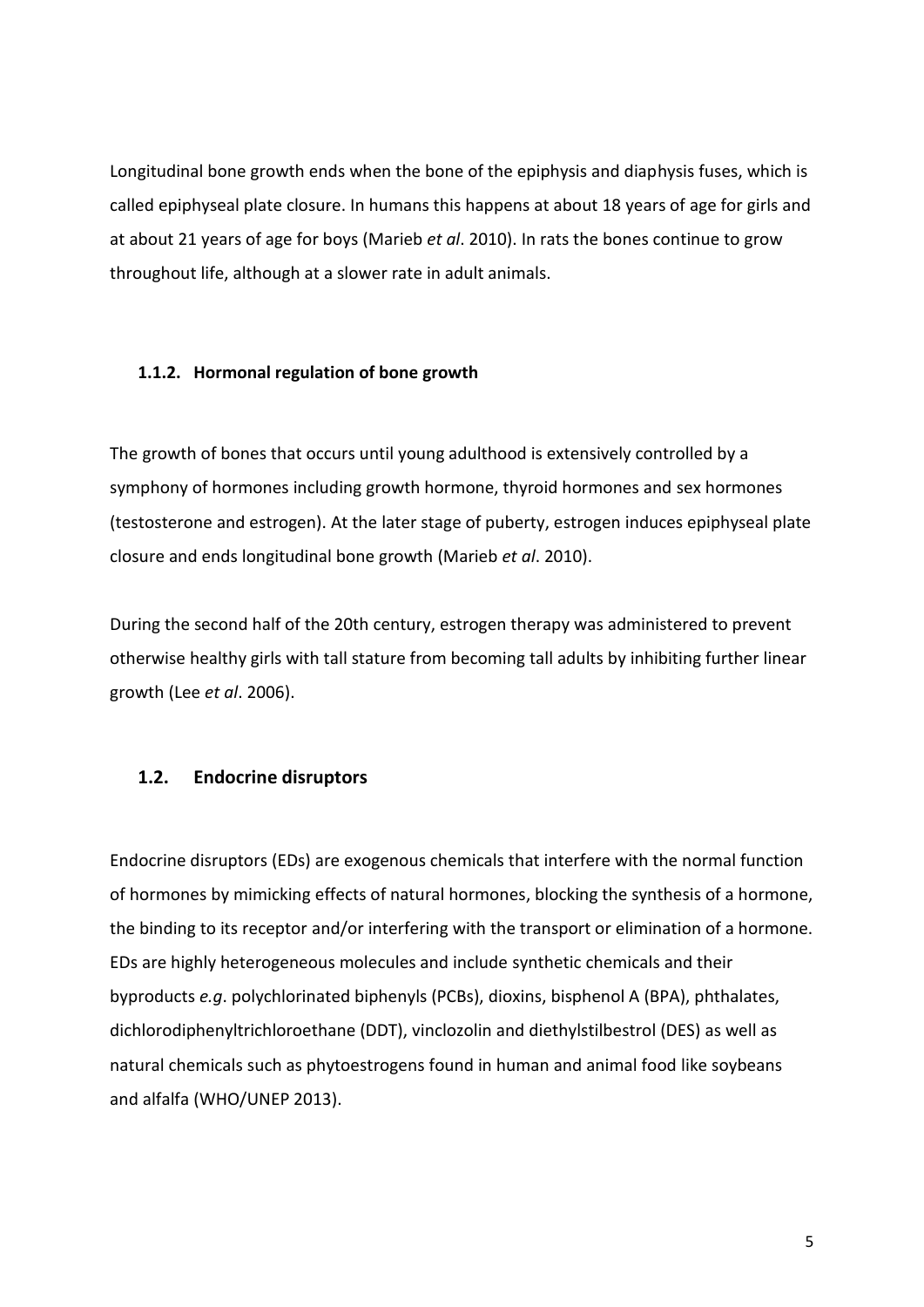Longitudinal bone growth ends when the bone of the epiphysis and diaphysis fuses, which is called epiphyseal plate closure. In humans this happens at about 18 years of age for girls and at about 21 years of age for boys (Marieb *et al*. 2010). In rats the bones continue to grow throughout life, although at a slower rate in adult animals.

#### 1.1.2. Hormonal regulation of bone growth

The growth of bones that occurs until young adulthood is extensively controlled by a symphony of hormones including growth hormone, thyroid hormones and sex hormones (testosterone and estrogen). At the later stage of puberty, estrogen induces epiphyseal plate closure and ends longitudinal bone growth (Marieb *et al*. 2010).

During the second half of the 20th century, estrogen therapy was administered to prevent otherwise healthy girls with tall stature from becoming tall adults by inhibiting further linear growth (Lee *et al*. 2006).

### 1.2. Endocrine disruptors

Endocrine disruptors (EDs) are exogenous chemicals that interfere with the normal function of hormones by mimicking effects of natural hormones, blocking the synthesis of a hormone, the binding to its receptor and/or interfering with the transport or elimination of a hormone. EDs are highly heterogeneous molecules and include synthetic chemicals and their byproducts *e.g*. polychlorinated biphenyls (PCBs), dioxins, bisphenol A (BPA), phthalates, dichlorodiphenyltrichloroethane (DDT), vinclozolin and diethylstilbestrol (DES) as well as natural chemicals such as phytoestrogens found in human and animal food like soybeans and alfalfa (WHO/UNEP 2013).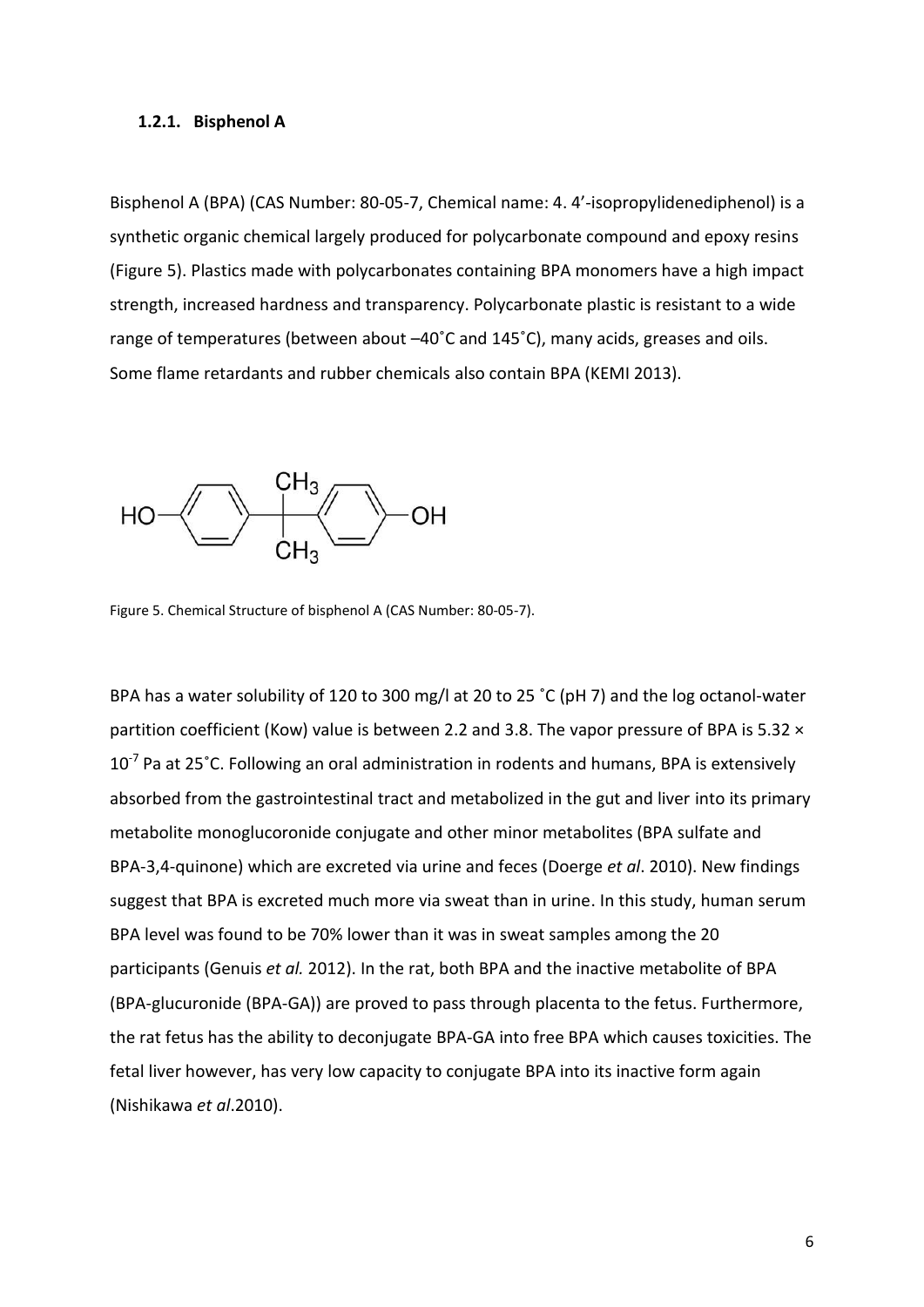### 1.2.1. Bisphenol A

Bisphenol A (BPA) (CAS Number: 80-05-7, Chemical name: 4. 4'-isopropylidenediphenol) is a synthetic organic chemical largely produced for polycarbonate compound and epoxy resins (Figure 5). Plastics made with polycarbonates containing BPA monomers have a high impact strength, increased hardness and transparency. Polycarbonate plastic is resistant to a wide range of temperatures (between about –40˚C and 145˚C), many acids, greases and oils. Some flame retardants and rubber chemicals also contain BPA (KEMI 2013).

Figure 5. Chemical Structure of bisphenol A (CAS Number: 80-05-7).

BPA has a water solubility of 120 to 300 mg/l at 20 to 25 ˚C (pH 7) and the log octanol-water partition coefficient (Kow) value is between 2.2 and 3.8. The vapor pressure of BPA is $5.32 \times 10^{-7}$ Pa at 25˚C. Following an oral administration in rodents and humans, BPA is extensively absorbed from the gastrointestinal tract and metabolized in the gut and liver into its primary metabolite monoglucoronide conjugate and other minor metabolites (BPA sulfate and BPA-3,4-quinone) which are excreted via urine and feces (Doerge *et al*. 2010). New findings suggest that BPA is excreted much more via sweat than in urine. In this study, human serum BPA level was found to be 70% lower than it was in sweat samples among the 20 participants (Genuis *et al.* 2012). In the rat, both BPA and the inactive metabolite of BPA (BPA-glucuronide (BPA-GA)) are proved to pass through placenta to the fetus. Furthermore, the rat fetus has the ability to deconjugate BPA-GA into free BPA which causes toxicities. The fetal liver however, has very low capacity to conjugate BPA into its inactive form again (Nishikawa *et al*.2010).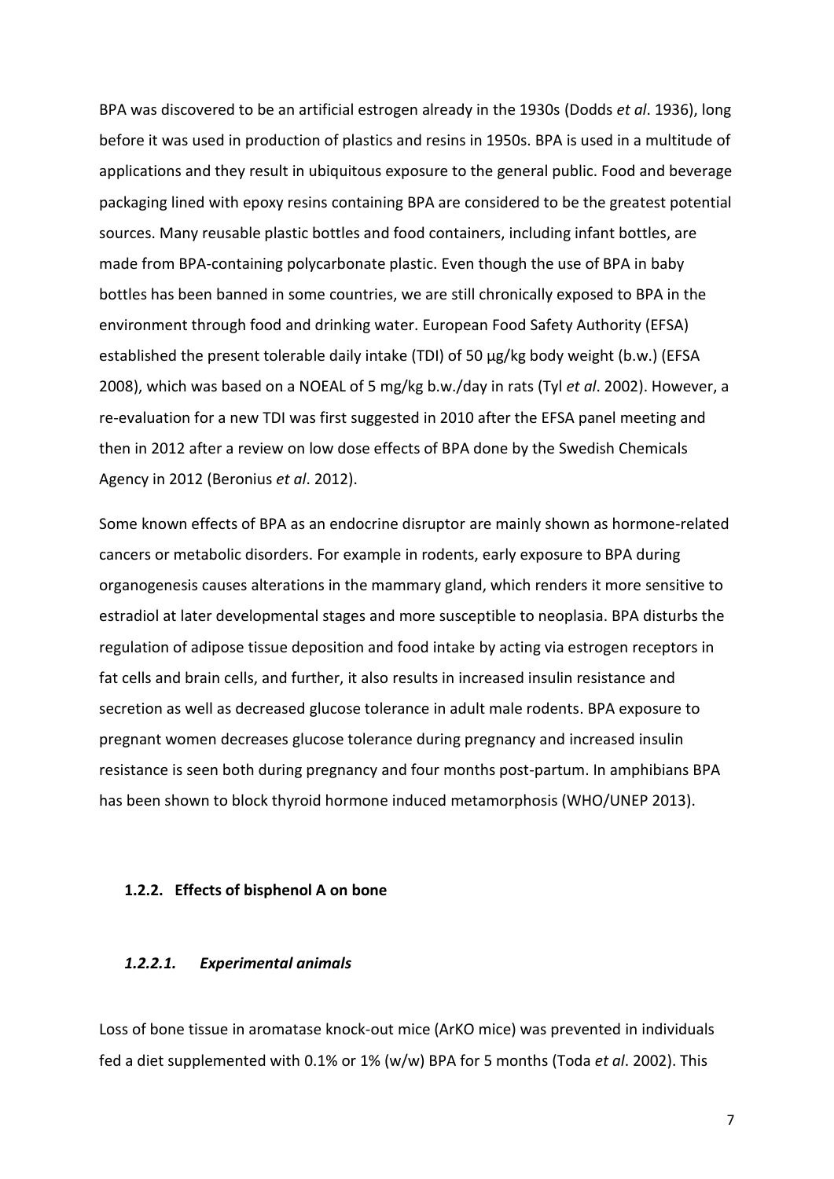BPA was discovered to be an artificial estrogen already in the 1930s (Dodds *et al*. 1936), long before it was used in production of plastics and resins in 1950s. BPA is used in a multitude of applications and they result in ubiquitous exposure to the general public. Food and beverage packaging lined with epoxy resins containing BPA are considered to be the greatest potential sources. Many reusable plastic bottles and food containers, including infant bottles, are made from BPA-containing polycarbonate plastic. Even though the use of BPA in baby bottles has been banned in some countries, we are still chronically exposed to BPA in the environment through food and drinking water. European Food Safety Authority (EFSA) established the present tolerable daily intake (TDI) of 50 µg/kg body weight (b.w.) (EFSA 2008), which was based on a NOEAL of 5 mg/kg b.w./day in rats (Tyl *et al*. 2002). However, a re-evaluation for a new TDI was first suggested in 2010 after the EFSA panel meeting and then in 2012 after a review on low dose effects of BPA done by the Swedish Chemicals Agency in 2012 (Beronius *et al*. 2012).

Some known effects of BPA as an endocrine disruptor are mainly shown as hormone-related cancers or metabolic disorders. For example in rodents, early exposure to BPA during organogenesis causes alterations in the mammary gland, which renders it more sensitive to estradiol at later developmental stages and more susceptible to neoplasia. BPA disturbs the regulation of adipose tissue deposition and food intake by acting via estrogen receptors in fat cells and brain cells, and further, it also results in increased insulin resistance and secretion as well as decreased glucose tolerance in adult male rodents. BPA exposure to pregnant women decreases glucose tolerance during pregnancy and increased insulin resistance is seen both during pregnancy and four months post-partum. In amphibians BPA has been shown to block thyroid hormone induced metamorphosis (WHO/UNEP 2013).

### 1.2.2. Effects of bisphenol A on bone

#### *1.2.2.1. Experimental animals*

Loss of bone tissue in aromatase knock-out mice (ArKO mice) was prevented in individuals fed a diet supplemented with 0.1% or 1% (w/w) BPA for 5 months (Toda *et al*. 2002). This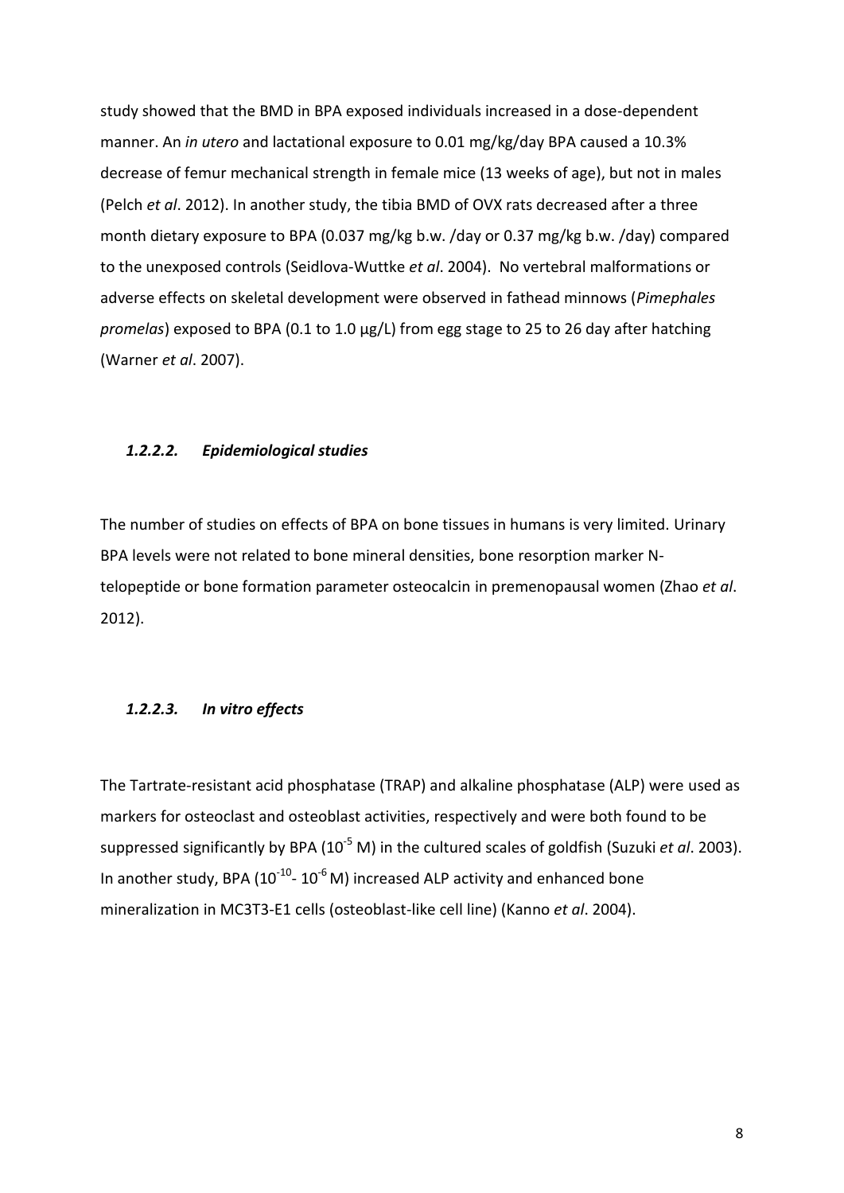study showed that the BMD in BPA exposed individuals increased in a dose-dependent manner. An *in utero* and lactational exposure to 0.01 mg/kg/day BPA caused a 10.3% decrease of femur mechanical strength in female mice (13 weeks of age), but not in males (Pelch *et al*. 2012). In another study, the tibia BMD of OVX rats decreased after a three month dietary exposure to BPA (0.037 mg/kg b.w. /day or 0.37 mg/kg b.w. /day) compared to the unexposed controls (Seidlova-Wuttke *et al*. 2004). No vertebral malformations or adverse effects on skeletal development were observed in fathead minnows (*Pimephales promelas*) exposed to BPA (0.1 to 1.0 µg/L) from egg stage to 25 to 26 day after hatching (Warner *et al*. 2007).

#### *1.2.2.2. Epidemiological studies*

The number of studies on effects of BPA on bone tissues in humans is very limited. Urinary BPA levels were not related to bone mineral densities, bone resorption marker N-telopeptide or bone formation parameter osteocalcin in premenopausal women (Zhao *et al*. 2012).

#### *1.2.2.3. In vitro effects*

The Tartrate-resistant acid phosphatase (TRAP) and alkaline phosphatase (ALP) were used as markers for osteoclast and osteoblast activities, respectively and were both found to be suppressed significantly by BPA ($10^{-5}$ M) in the cultured scales of goldfish (Suzuki *et al*. 2003). In another study, BPA ($10^{-10}$- $10^{-6}$ M) increased ALP activity and enhanced bone mineralization in MC3T3-E1 cells (osteoblast-like cell line) (Kanno *et al*. 2004).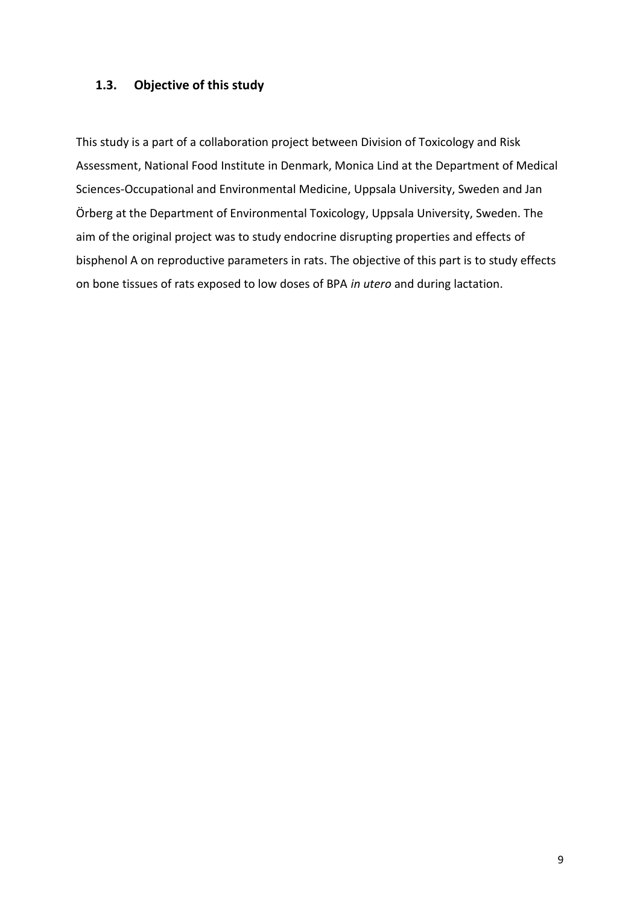### 1.3. Objective of this study

This study is a part of a collaboration project between Division of Toxicology and Risk Assessment, National Food Institute in Denmark, Monica Lind at the Department of Medical Sciences-Occupational and Environmental Medicine, Uppsala University, Sweden and Jan Örberg at the Department of Environmental Toxicology, Uppsala University, Sweden. The aim of the original project was to study endocrine disrupting properties and effects of bisphenol A on reproductive parameters in rats. The objective of this part is to study effects on bone tissues of rats exposed to low doses of BPA *in utero* and during lactation.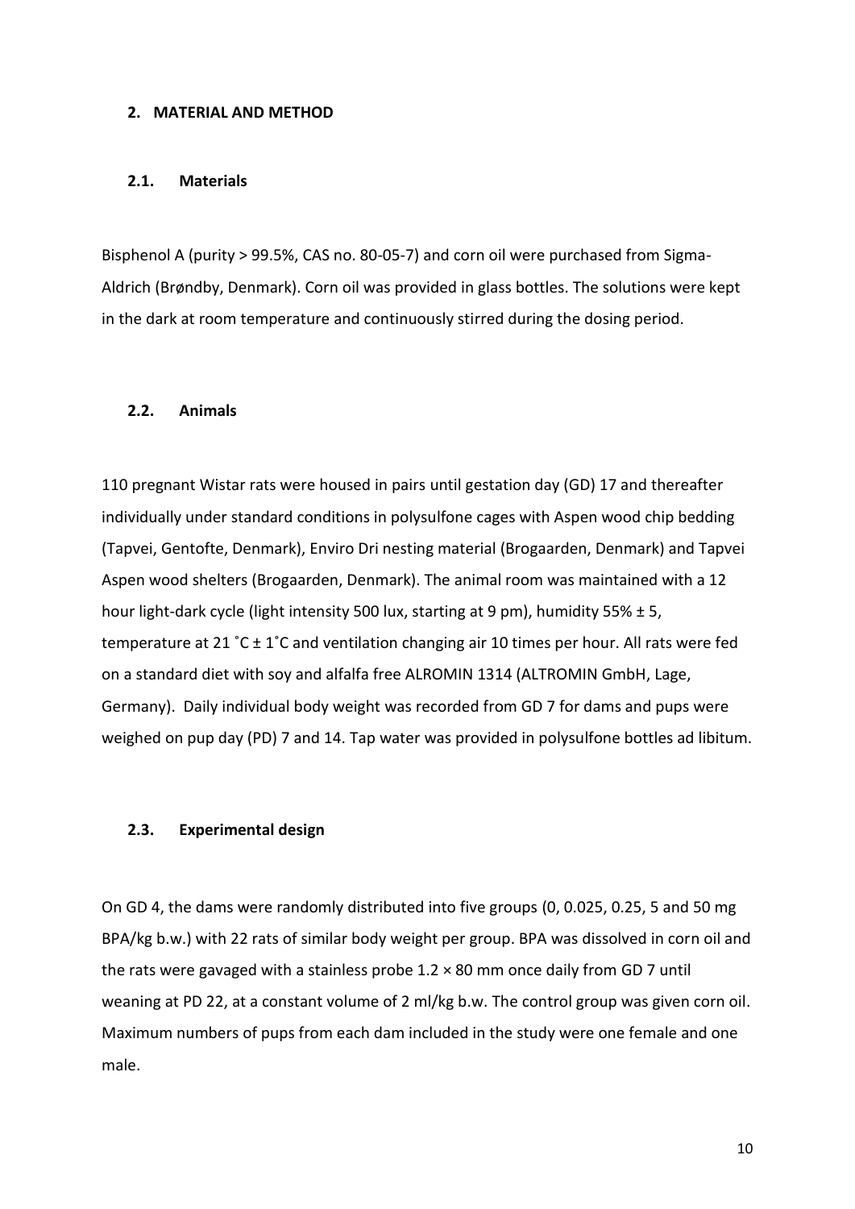## 2. MATERIAL AND METHOD

### 2.1. Materials

Bisphenol A (purity > 99.5%, CAS no. 80-05-7) and corn oil were purchased from Sigma-Aldrich (Brøndby, Denmark). Corn oil was provided in glass bottles. The solutions were kept in the dark at room temperature and continuously stirred during the dosing period.

### 2.2. Animals

110 pregnant Wistar rats were housed in pairs until gestation day (GD) 17 and thereafter individually under standard conditions in polysulfone cages with Aspen wood chip bedding (Tapvei, Gentofte, Denmark), Enviro Dri nesting material (Brogaarden, Denmark) and Tapvei Aspen wood shelters (Brogaarden, Denmark). The animal room was maintained with a 12 hour light-dark cycle (light intensity 500 lux, starting at 9 pm), humidity 55% ± 5, temperature at 21 ˚C ± 1˚C and ventilation changing air 10 times per hour. All rats were fed on a standard diet with soy and alfalfa free ALROMIN 1314 (ALTROMIN GmbH, Lage, Germany). Daily individual body weight was recorded from GD 7 for dams and pups were weighed on pup day (PD) 7 and 14. Tap water was provided in polysulfone bottles ad libitum.

### 2.3. Experimental design

On GD 4, the dams were randomly distributed into five groups (0, 0.025, 0.25, 5 and 50 mg BPA/kg b.w.) with 22 rats of similar body weight per group. BPA was dissolved in corn oil and the rats were gavaged with a stainless probe 1.2 × 80 mm once daily from GD 7 until weaning at PD 22, at a constant volume of 2 ml/kg b.w. The control group was given corn oil. Maximum numbers of pups from each dam included in the study were one female and one male.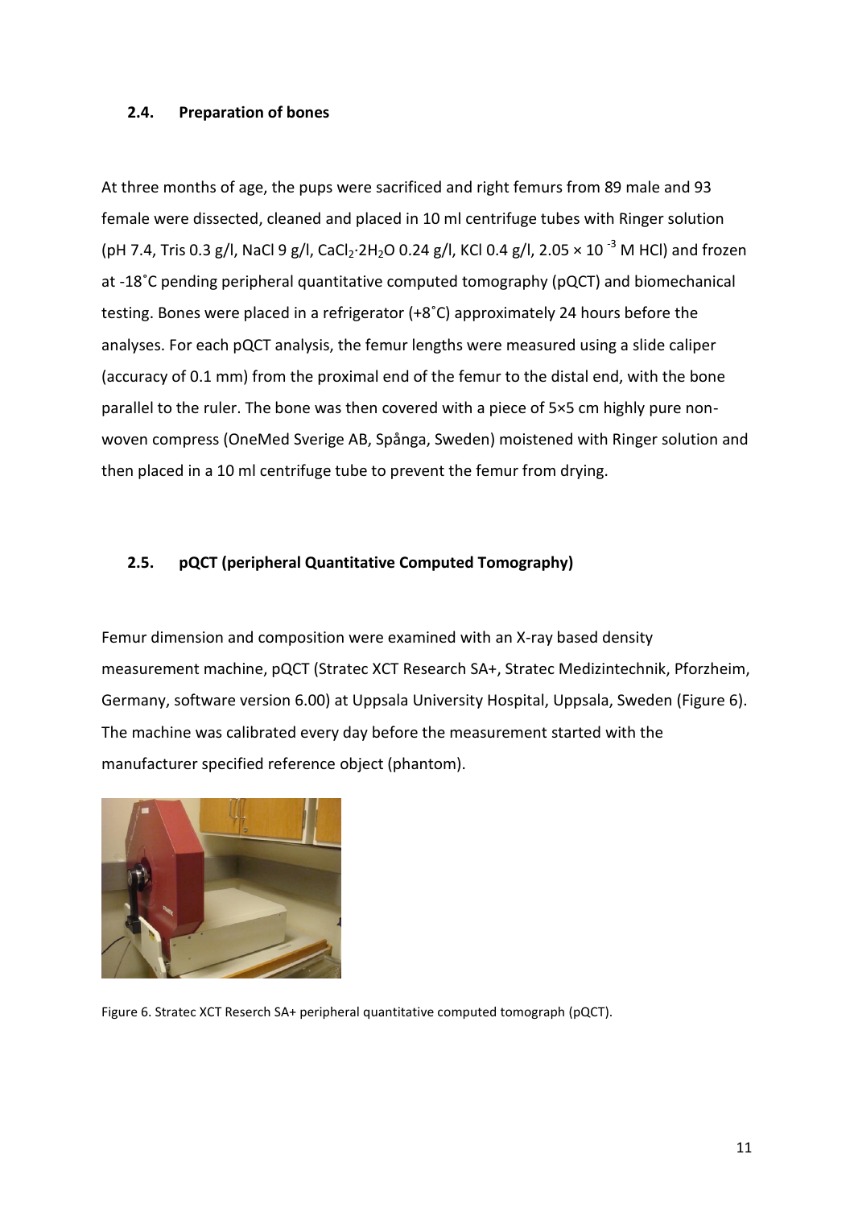## 2.4. Preparation of bones

At three months of age, the pups were sacrificed and right femurs from 89 male and 93 female were dissected, cleaned and placed in 10 ml centrifuge tubes with Ringer solution (pH 7.4, Tris 0.3 g/l, NaCl 9 g/l, $CaCl_2 \cdot 2H_2O$ 0.24 g/l, KCl 0.4 g/l, $2.05 \times 10^{-3}$ M HCl) and frozen at -18˚C pending peripheral quantitative computed tomography (pQCT) and biomechanical testing. Bones were placed in a refrigerator (+8˚C) approximately 24 hours before the analyses. For each pQCT analysis, the femur lengths were measured using a slide caliper (accuracy of 0.1 mm) from the proximal end of the femur to the distal end, with the bone parallel to the ruler. The bone was then covered with a piece of 5×5 cm highly pure non-woven compress (OneMed Sverige AB, Spånga, Sweden) moistened with Ringer solution and then placed in a 10 ml centrifuge tube to prevent the femur from drying.

## 2.5. pQCT (peripheral Quantitative Computed Tomography)

Femur dimension and composition were examined with an X-ray based density measurement machine, pQCT (Stratec XCT Research SA+, Stratec Medizintechnik, Pforzheim, Germany, software version 6.00) at Uppsala University Hospital, Uppsala, Sweden (Figure 6). The machine was calibrated every day before the measurement started with the manufacturer specified reference object (phantom).

Figure 6. Stratec XCT Reserch SA+ peripheral quantitative computed tomograph (pQCT).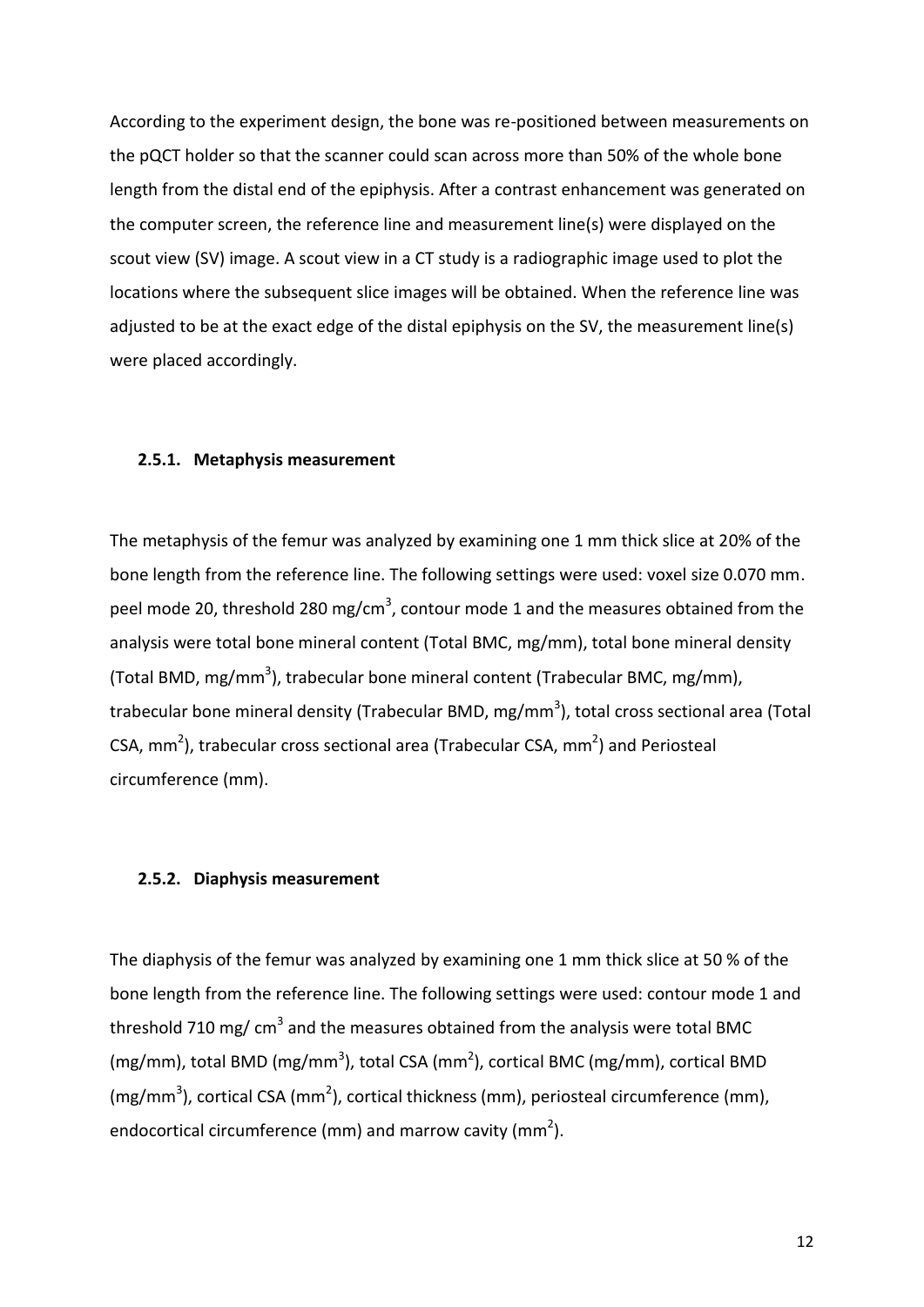According to the experiment design, the bone was re-positioned between measurements on the pQCT holder so that the scanner could scan across more than 50% of the whole bone length from the distal end of the epiphysis. After a contrast enhancement was generated on the computer screen, the reference line and measurement line(s) were displayed on the scout view (SV) image. A scout view in a CT study is a radiographic image used to plot the locations where the subsequent slice images will be obtained. When the reference line was adjusted to be at the exact edge of the distal epiphysis on the SV, the measurement line(s) were placed accordingly.

### 2.5.1. Metaphysis measurement

The metaphysis of the femur was analyzed by examining one 1 mm thick slice at 20% of the bone length from the reference line. The following settings were used: voxel size 0.070 mm. peel mode 20, threshold 280 mg/cm$^3$, contour mode 1 and the measures obtained from the analysis were total bone mineral content (Total BMC, mg/mm), total bone mineral density (Total BMD, mg/mm$^3$), trabecular bone mineral content (Trabecular BMC, mg/mm), trabecular bone mineral density (Trabecular BMD, mg/mm$^3$), total cross sectional area (Total CSA, mm$^2$), trabecular cross sectional area (Trabecular CSA, mm$^2$) and Periosteal circumference (mm).

### 2.5.2. Diaphysis measurement

The diaphysis of the femur was analyzed by examining one 1 mm thick slice at 50 % of the bone length from the reference line. The following settings were used: contour mode 1 and threshold 710 mg/ cm$^3$ and the measures obtained from the analysis were total BMC (mg/mm), total BMD (mg/mm$^3$), total CSA (mm$^2$), cortical BMC (mg/mm), cortical BMD (mg/mm$^3$), cortical CSA (mm$^2$), cortical thickness (mm), periosteal circumference (mm), endocortical circumference (mm) and marrow cavity (mm$^2$).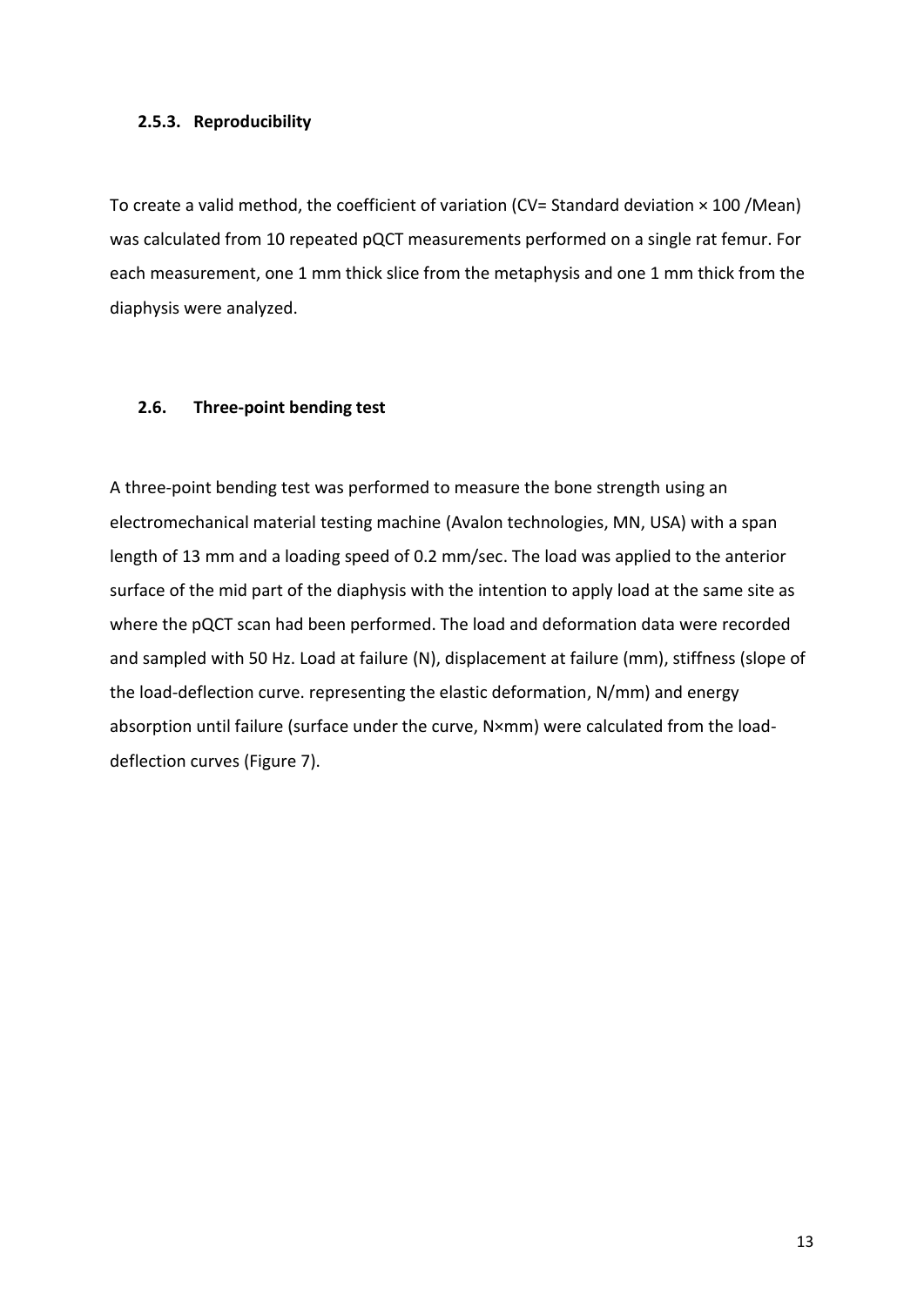### 2.5.3. Reproducibility

To create a valid method, the coefficient of variation (CV= Standard deviation × 100 /Mean) was calculated from 10 repeated pQCT measurements performed on a single rat femur. For each measurement, one 1 mm thick slice from the metaphysis and one 1 mm thick from the diaphysis were analyzed.

## 2.6. Three-point bending test

A three-point bending test was performed to measure the bone strength using an electromechanical material testing machine (Avalon technologies, MN, USA) with a span length of 13 mm and a loading speed of 0.2 mm/sec. The load was applied to the anterior surface of the mid part of the diaphysis with the intention to apply load at the same site as where the pQCT scan had been performed. The load and deformation data were recorded and sampled with 50 Hz. Load at failure (N), displacement at failure (mm), stiffness (slope of the load-deflection curve. representing the elastic deformation, N/mm) and energy absorption until failure (surface under the curve, N×mm) were calculated from the load-deflection curves (Figure 7).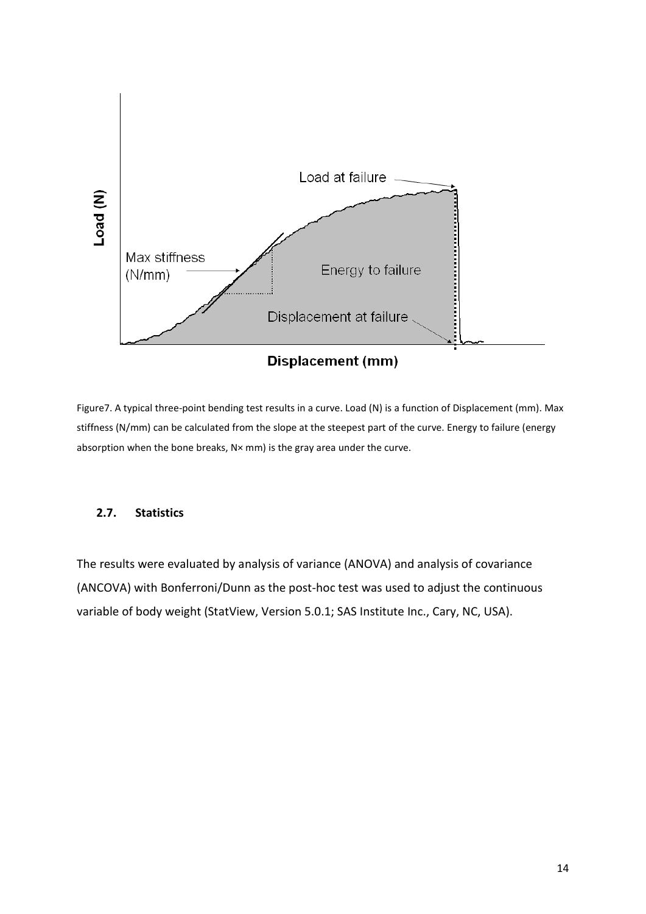Figure7. A typical three-point bending test results in a curve. Load (N) is a function of Displacement (mm). Max stiffness (N/mm) can be calculated from the slope at the steepest part of the curve. Energy to failure (energy absorption when the bone breaks, N× mm) is the gray area under the curve.

### 2.7. Statistics

The results were evaluated by analysis of variance (ANOVA) and analysis of covariance (ANCOVA) with Bonferroni/Dunn as the post-hoc test was used to adjust the continuous variable of body weight (StatView, Version 5.0.1; SAS Institute Inc., Cary, NC, USA).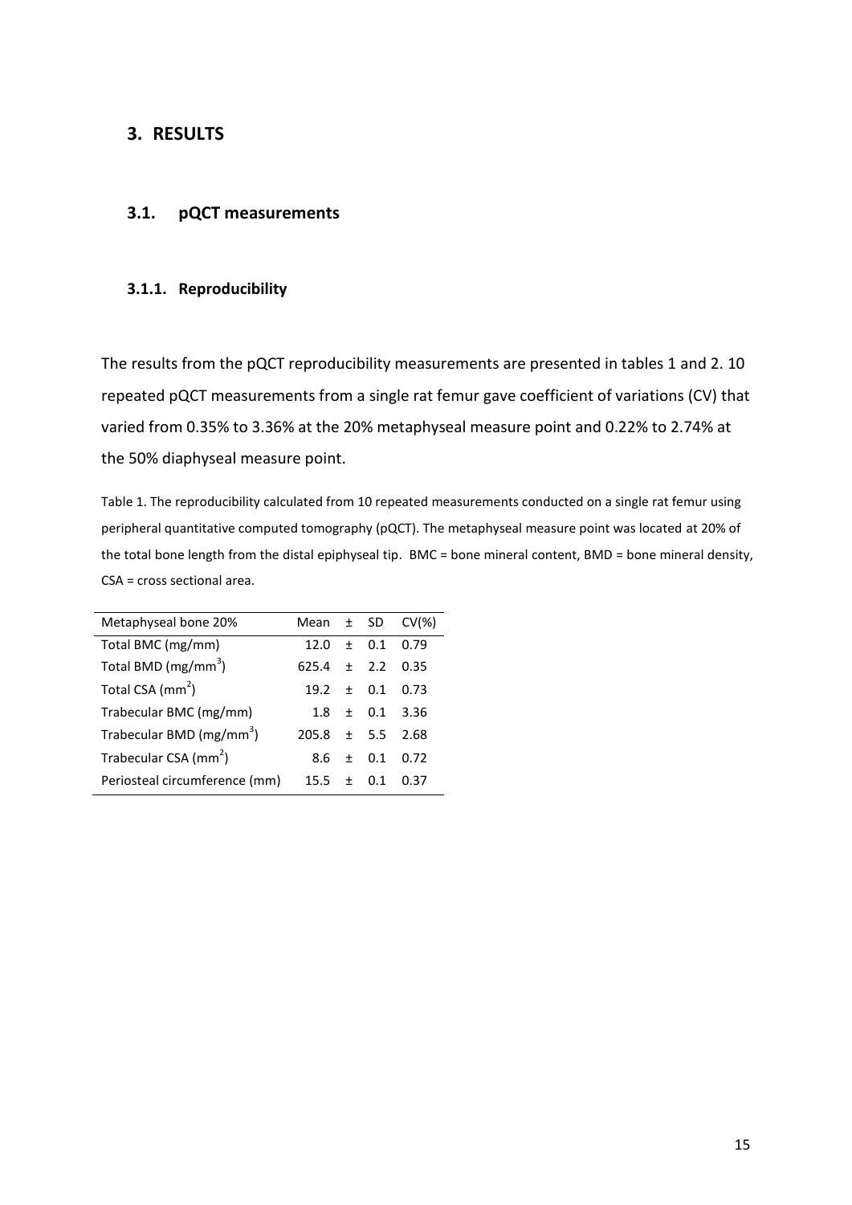# 3. RESULTS

## 3.1. pQCT measurements

### 3.1.1. Reproducibility

The results from the pQCT reproducibility measurements are presented in tables 1 and 2. 10 repeated pQCT measurements from a single rat femur gave coefficient of variations (CV) that varied from 0.35% to 3.36% at the 20% metaphyseal measure point and 0.22% to 2.74% at the 50% diaphyseal measure point.

Table 1. The reproducibility calculated from 10 repeated measurements conducted on a single rat femur using peripheral quantitative computed tomography (pQCT). The metaphyseal measure point was located at 20% of the total bone length from the distal epiphyseal tip. BMC = bone mineral content, BMD = bone mineral density, CSA = cross sectional area.

| Metaphyseal bone 20% | Mean | ± | SD | CV(%) |
|---|---|---|---|---|
| Total BMC (mg/mm) | 12.0 | ± | 0.1 | 0.79 |
| Total BMD (mg/mm$^3$) | 625.4 | ± | 2.2 | 0.35 |
| Total CSA (mm$^2$) | 19.2 | ± | 0.1 | 0.73 |
| Trabecular BMC (mg/mm) | 1.8 | ± | 0.1 | 3.36 |
| Trabecular BMD (mg/mm$^3$) | 205.8 | ± | 5.5 | 2.68 |
| Trabecular CSA (mm$^2$) | 8.6 | ± | 0.1 | 0.72 |
| Periosteal circumference (mm) | 15.5 | ± | 0.1 | 0.37 |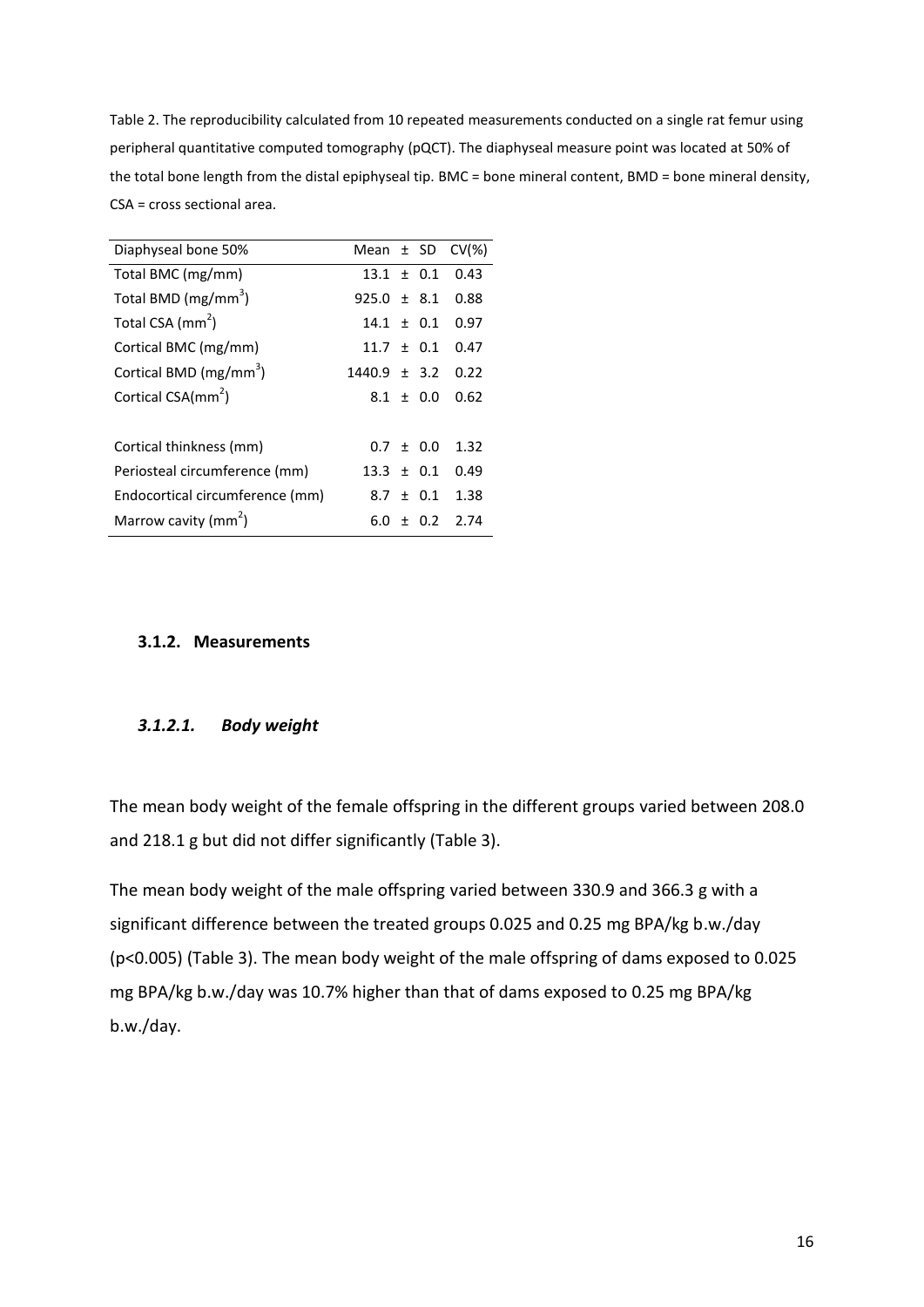Table 2. The reproducibility calculated from 10 repeated measurements conducted on a single rat femur using peripheral quantitative computed tomography (pQCT). The diaphyseal measure point was located at 50% of the total bone length from the distal epiphyseal tip. BMC = bone mineral content, BMD = bone mineral density, CSA = cross sectional area.

| Diaphyseal bone 50% | Mean ± SD | CV(%) |
|---|---|---|
| Total BMC (mg/mm) | 13.1 ± 0.1 | 0.43 |
| Total BMD (mg/mm$^3$) | 925.0 ± 8.1 | 0.88 |
| Total CSA (mm$^2$) | 14.1 ± 0.1 | 0.97 |
| Cortical BMC (mg/mm) | 11.7 ± 0.1 | 0.47 |
| Cortical BMD (mg/mm$^3$) | 1440.9 ± 3.2 | 0.22 |
| Cortical CSA(mm$^2$) | 8.1 ± 0.0 | 0.62 |
| | | |
| Cortical thinkness (mm) | 0.7 ± 0.0 | 1.32 |
| Periosteal circumference (mm) | 13.3 ± 0.1 | 0.49 |
| Endocortical circumference (mm) | 8.7 ± 0.1 | 1.38 |
| Marrow cavity (mm$^2$) | 6.0 ± 0.2 | 2.74 |

### 3.1.2. Measurements

#### *3.1.2.1. Body weight*

The mean body weight of the female offspring in the different groups varied between 208.0 and 218.1 g but did not differ significantly (Table 3).

The mean body weight of the male offspring varied between 330.9 and 366.3 g with a significant difference between the treated groups 0.025 and 0.25 mg BPA/kg b.w./day ($p<0.005$) (Table 3). The mean body weight of the male offspring of dams exposed to 0.025 mg BPA/kg b.w./day was 10.7% higher than that of dams exposed to 0.25 mg BPA/kg b.w./day.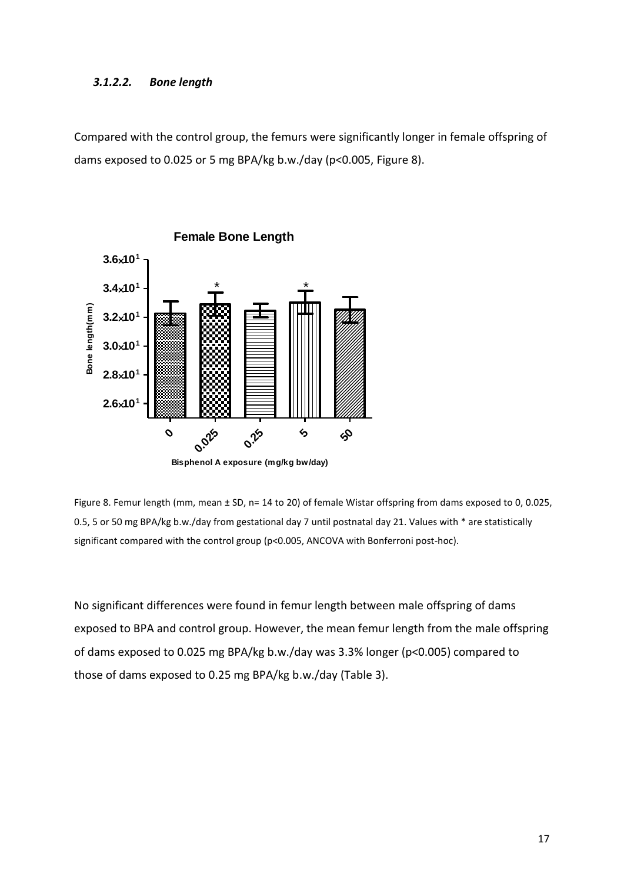#### *3.1.2.2. Bone length*

Compared with the control group, the femurs were significantly longer in female offspring of dams exposed to 0.025 or 5 mg BPA/kg b.w./day ($p<0.005$, Figure 8).

Figure 8. Femur length (mm, mean ± SD, n= 14 to 20) of female Wistar offspring from dams exposed to 0, 0.025, 0.5, 5 or 50 mg BPA/kg b.w./day from gestational day 7 until postnatal day 21. Values with * are statistically significant compared with the control group ($p<0.005$, ANCOVA with Bonferroni post-hoc).

No significant differences were found in femur length between male offspring of dams exposed to BPA and control group. However, the mean femur length from the male offspring of dams exposed to 0.025 mg BPA/kg b.w./day was 3.3% longer ($p<0.005$) compared to those of dams exposed to 0.25 mg BPA/kg b.w./day (Table 3).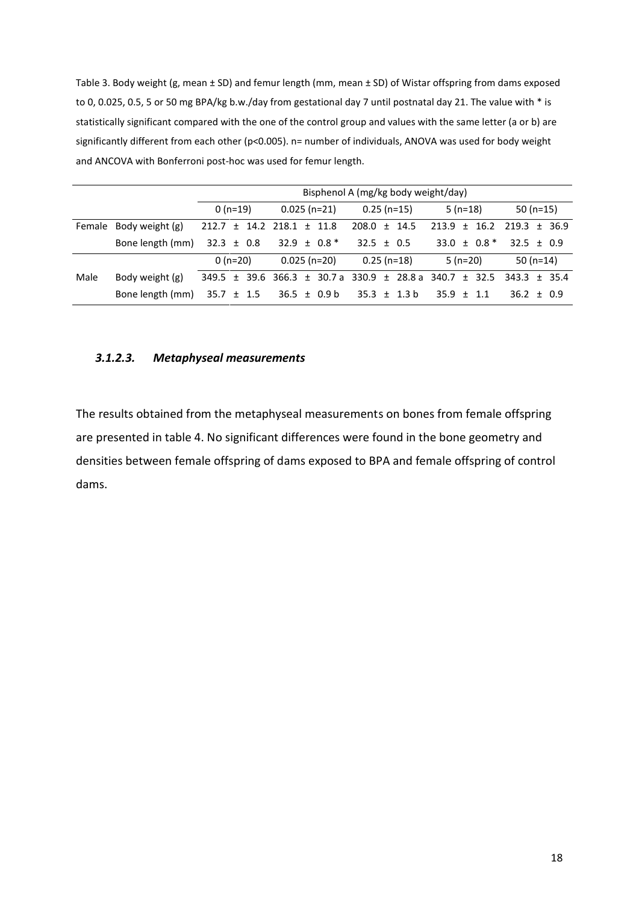Table 3. Body weight (g, mean ± SD) and femur length (mm, mean ± SD) of Wistar offspring from dams exposed to 0, 0.025, 0.5, 5 or 50 mg BPA/kg b.w./day from gestational day 7 until postnatal day 21. The value with * is statistically significant compared with the one of the control group and values with the same letter (a or b) are significantly different from each other (p<0.005). n= number of individuals, ANOVA was used for body weight and ANCOVA with Bonferroni post-hoc was used for femur length.

| | | Bisphenol A (mg/kg body weight/day) | | | | |
|---|---|---|---|---|---|---|
| | | 0 (n=19) | 0.025 (n=21) | 0.25 (n=15) | 5 (n=18) | 50 (n=15) |
| Female | Body weight (g) | 212.7 ± 14.2 | 218.1 ± 11.8 | 208.0 ± 14.5 | 213.9 ± 16.2 | 219.3 ± 36.9 |
| | Bone length (mm) | 32.3 ± 0.8 | 32.9 ± 0.8 * | 32.5 ± 0.5 | 33.0 ± 0.8 * | 32.5 ± 0.9 |
| | | 0 (n=20) | 0.025 (n=20) | 0.25 (n=18) | 5 (n=20) | 50 (n=14) |
| Male | Body weight (g) | 349.5 ± 39.6 | 366.3 ± 30.7 a | 330.9 ± 28.8 a | 340.7 ± 32.5 | 343.3 ± 35.4 |
| | Bone length (mm) | 35.7 ± 1.5 | 36.5 ± 0.9 b | 35.3 ± 1.3 b | 35.9 ± 1.1 | 36.2 ± 0.9 |

#### *3.1.2.3. Metaphyseal measurements*

The results obtained from the metaphyseal measurements on bones from female offspring are presented in table 4. No significant differences were found in the bone geometry and densities between female offspring of dams exposed to BPA and female offspring of control dams.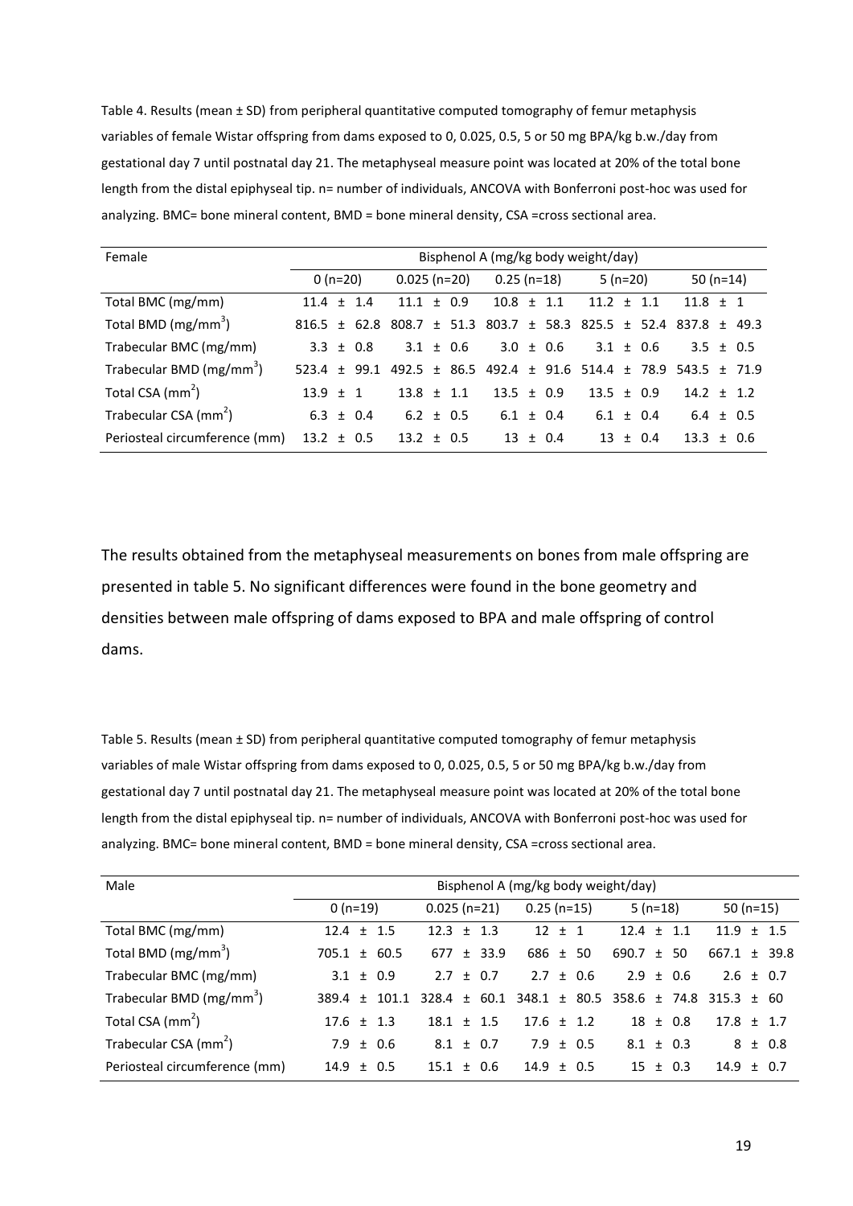Table 4. Results (mean ± SD) from peripheral quantitative computed tomography of femur metaphysis variables of female Wistar offspring from dams exposed to 0, 0.025, 0.5, 5 or 50 mg BPA/kg b.w./day from gestational day 7 until postnatal day 21. The metaphyseal measure point was located at 20% of the total bone length from the distal epiphyseal tip. n= number of individuals, ANCOVA with Bonferroni post-hoc was used for analyzing. BMC= bone mineral content, BMD = bone mineral density, CSA =cross sectional area.

| Female | Bisphenol A (mg/kg body weight/day) | | | | |
|---|---|---|---|---|---|
| | 0 (n=20) | 0.025 (n=20) | 0.25 (n=18) | 5 (n=20) | 50 (n=14) |
| Total BMC (mg/mm) | 11.4 ± 1.4 | 11.1 ± 0.9 | 10.8 ± 1.1 | 11.2 ± 1.1 | 11.8 ± 1 |
| Total BMD (mg/mm$^3$) | 816.5 ± 62.8 | 808.7 ± 51.3 | 803.7 ± 58.3 | 825.5 ± 52.4 | 837.8 ± 49.3 |
| Trabecular BMC (mg/mm) | 3.3 ± 0.8 | 3.1 ± 0.6 | 3.0 ± 0.6 | 3.1 ± 0.6 | 3.5 ± 0.5 |
| Trabecular BMD (mg/mm$^3$) | 523.4 ± 99.1 | 492.5 ± 86.5 | 492.4 ± 91.6 | 514.4 ± 78.9 | 543.5 ± 71.9 |
| Total CSA (mm$^2$) | 13.9 ± 1 | 13.8 ± 1.1 | 13.5 ± 0.9 | 13.5 ± 0.9 | 14.2 ± 1.2 |
| Trabecular CSA (mm$^2$) | 6.3 ± 0.4 | 6.2 ± 0.5 | 6.1 ± 0.4 | 6.1 ± 0.4 | 6.4 ± 0.5 |
| Periosteal circumference (mm) | 13.2 ± 0.5 | 13.2 ± 0.5 | 13 ± 0.4 | 13 ± 0.4 | 13.3 ± 0.6 |

The results obtained from the metaphyseal measurements on bones from male offspring are presented in table 5. No significant differences were found in the bone geometry and densities between male offspring of dams exposed to BPA and male offspring of control dams.

Table 5. Results (mean ± SD) from peripheral quantitative computed tomography of femur metaphysis variables of male Wistar offspring from dams exposed to 0, 0.025, 0.5, 5 or 50 mg BPA/kg b.w./day from gestational day 7 until postnatal day 21. The metaphyseal measure point was located at 20% of the total bone length from the distal epiphyseal tip. n= number of individuals, ANCOVA with Bonferroni post-hoc was used for analyzing. BMC= bone mineral content, BMD = bone mineral density, CSA =cross sectional area.

| Male | Bisphenol A (mg/kg body weight/day) | | | | |
|---|---|---|---|---|---|
| | 0 (n=19) | 0.025 (n=21) | 0.25 (n=15) | 5 (n=18) | 50 (n=15) |
| Total BMC (mg/mm) | 12.4 ± 1.5 | 12.3 ± 1.3 | 12 ± 1 | 12.4 ± 1.1 | 11.9 ± 1.5 |
| Total BMD (mg/mm$^3$) | 705.1 ± 60.5 | 677 ± 33.9 | 686 ± 50 | 690.7 ± 50 | 667.1 ± 39.8 |
| Trabecular BMC (mg/mm) | 3.1 ± 0.9 | 2.7 ± 0.7 | 2.7 ± 0.6 | 2.9 ± 0.6 | 2.6 ± 0.7 |
| Trabecular BMD (mg/mm$^3$) | 389.4 ± 101.1 | 328.4 ± 60.1 | 348.1 ± 80.5 | 358.6 ± 74.8 | 315.3 ± 60 |
| Total CSA (mm$^2$) | 17.6 ± 1.3 | 18.1 ± 1.5 | 17.6 ± 1.2 | 18 ± 0.8 | 17.8 ± 1.7 |
| Trabecular CSA (mm$^2$) | 7.9 ± 0.6 | 8.1 ± 0.7 | 7.9 ± 0.5 | 8.1 ± 0.3 | 8 ± 0.8 |
| Periosteal circumference (mm) | 14.9 ± 0.5 | 15.1 ± 0.6 | 14.9 ± 0.5 | 15 ± 0.3 | 14.9 ± 0.7 |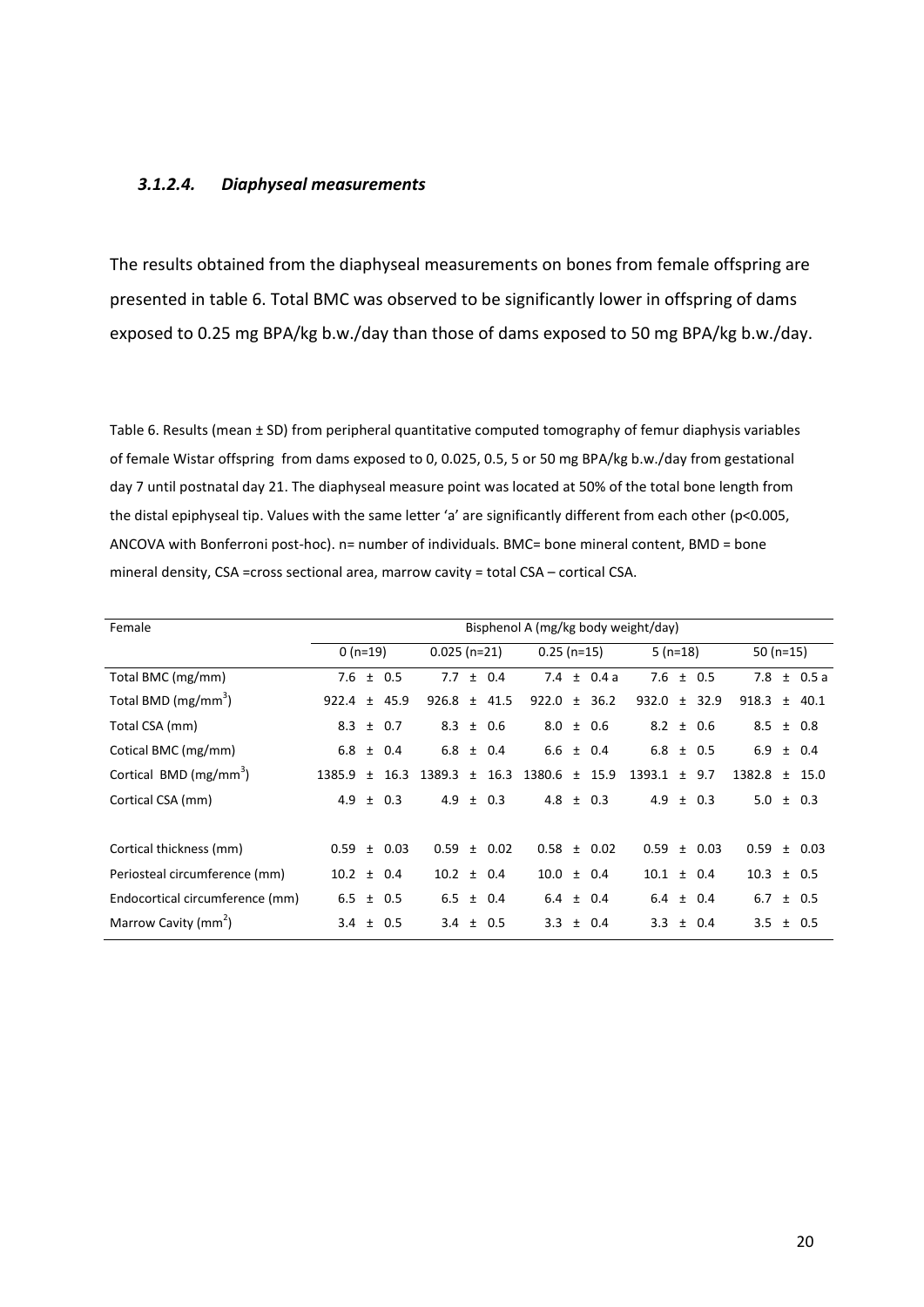#### *3.1.2.4. Diaphyseal measurements*

The results obtained from the diaphyseal measurements on bones from female offspring are presented in table 6. Total BMC was observed to be significantly lower in offspring of dams exposed to 0.25 mg BPA/kg b.w./day than those of dams exposed to 50 mg BPA/kg b.w./day.

Table 6. Results (mean ± SD) from peripheral quantitative computed tomography of femur diaphysis variables of female Wistar offspring from dams exposed to 0, 0.025, 0.5, 5 or 50 mg BPA/kg b.w./day from gestational day 7 until postnatal day 21. The diaphyseal measure point was located at 50% of the total bone length from the distal epiphyseal tip. Values with the same letter 'a' are significantly different from each other (p<0.005, ANCOVA with Bonferroni post-hoc). n= number of individuals. BMC= bone mineral content, BMD = bone mineral density, CSA =cross sectional area, marrow cavity = total CSA – cortical CSA.

| Female | Bisphenol A (mg/kg body weight/day) | | | | |
|---|---|---|---|---|---|
| | 0 (n=19) | 0.025 (n=21) | 0.25 (n=15) | 5 (n=18) | 50 (n=15) |
| Total BMC (mg/mm) | 7.6 ± 0.5 | 7.7 ± 0.4 | 7.4 ± 0.4 a | 7.6 ± 0.5 | 7.8 ± 0.5 a |
| Total BMD (mg/mm$^3$) | 922.4 ± 45.9 | 926.8 ± 41.5 | 922.0 ± 36.2 | 932.0 ± 32.9 | 918.3 ± 40.1 |
| Total CSA (mm) | 8.3 ± 0.7 | 8.3 ± 0.6 | 8.0 ± 0.6 | 8.2 ± 0.6 | 8.5 ± 0.8 |
| Cotical BMC (mg/mm) | 6.8 ± 0.4 | 6.8 ± 0.4 | 6.6 ± 0.4 | 6.8 ± 0.5 | 6.9 ± 0.4 |
| Cortical BMD (mg/mm$^3$) | 1385.9 ± 16.3 | 1389.3 ± 16.3 | 1380.6 ± 15.9 | 1393.1 ± 9.7 | 1382.8 ± 15.0 |
| Cortical CSA (mm) | 4.9 ± 0.3 | 4.9 ± 0.3 | 4.8 ± 0.3 | 4.9 ± 0.3 | 5.0 ± 0.3 |
| Cortical thickness (mm) | 0.59 ± 0.03 | 0.59 ± 0.02 | 0.58 ± 0.02 | 0.59 ± 0.03 | 0.59 ± 0.03 |
| Periosteal circumference (mm) | 10.2 ± 0.4 | 10.2 ± 0.4 | 10.0 ± 0.4 | 10.1 ± 0.4 | 10.3 ± 0.5 |
| Endocortical circumference (mm) | 6.5 ± 0.5 | 6.5 ± 0.4 | 6.4 ± 0.4 | 6.4 ± 0.4 | 6.7 ± 0.5 |
| Marrow Cavity (mm$^2$) | 3.4 ± 0.5 | 3.4 ± 0.5 | 3.3 ± 0.4 | 3.3 ± 0.4 | 3.5 ± 0.5 |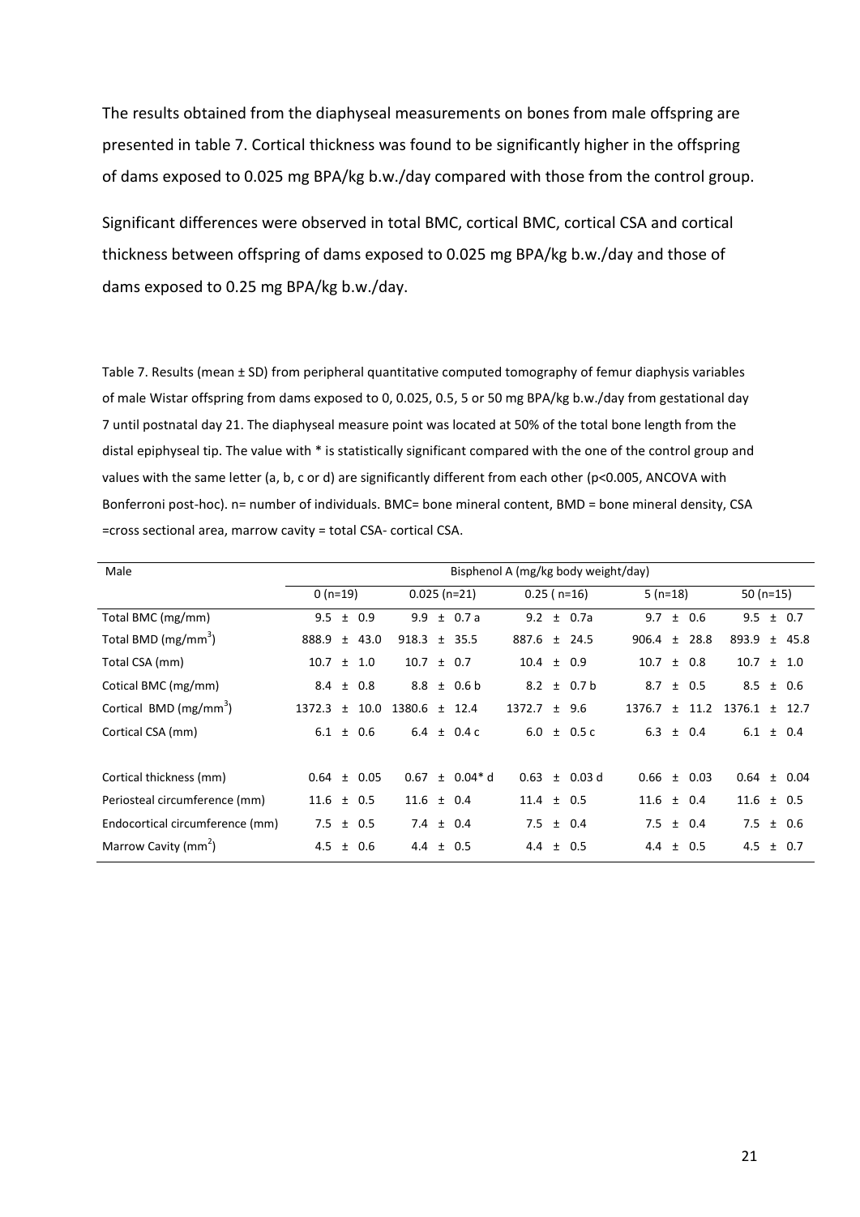The results obtained from the diaphyseal measurements on bones from male offspring are presented in table 7. Cortical thickness was found to be significantly higher in the offspring of dams exposed to 0.025 mg BPA/kg b.w./day compared with those from the control group.

Significant differences were observed in total BMC, cortical BMC, cortical CSA and cortical thickness between offspring of dams exposed to 0.025 mg BPA/kg b.w./day and those of dams exposed to 0.25 mg BPA/kg b.w./day.

Table 7. Results (mean ± SD) from peripheral quantitative computed tomography of femur diaphysis variables of male Wistar offspring from dams exposed to 0, 0.025, 0.5, 5 or 50 mg BPA/kg b.w./day from gestational day 7 until postnatal day 21. The diaphyseal measure point was located at 50% of the total bone length from the distal epiphyseal tip. The value with * is statistically significant compared with the one of the control group and values with the same letter (a, b, c or d) are significantly different from each other (p<0.005, ANCOVA with Bonferroni post-hoc). n= number of individuals. BMC= bone mineral content, BMD = bone mineral density, CSA =cross sectional area, marrow cavity = total CSA- cortical CSA.

| Male | Bisphenol A (mg/kg body weight/day) | | | | |
|---|---|---|---|---|---|
| | 0 (n=19) | 0.025 (n=21) | 0.25 ( n=16) | 5 (n=18) | 50 (n=15) |
| Total BMC (mg/mm) | 9.5 ± 0.9 | 9.9 ± 0.7 a | 9.2 ± 0.7a | 9.7 ± 0.6 | 9.5 ± 0.7 |
| Total BMD (mg/mm$^3$) | 888.9 ± 43.0 | 918.3 ± 35.5 | 887.6 ± 24.5 | 906.4 ± 28.8 | 893.9 ± 45.8 |
| Total CSA (mm) | 10.7 ± 1.0 | 10.7 ± 0.7 | 10.4 ± 0.9 | 10.7 ± 0.8 | 10.7 ± 1.0 |
| Cotical BMC (mg/mm) | 8.4 ± 0.8 | 8.8 ± 0.6 b | 8.2 ± 0.7 b | 8.7 ± 0.5 | 8.5 ± 0.6 |
| Cortical BMD (mg/mm$^3$) | 1372.3 ± 10.0 | 1380.6 ± 12.4 | 1372.7 ± 9.6 | 1376.7 ± 11.2 | 1376.1 ± 12.7 |
| Cortical CSA (mm) | 6.1 ± 0.6 | 6.4 ± 0.4 c | 6.0 ± 0.5 c | 6.3 ± 0.4 | 6.1 ± 0.4 |
| Cortical thickness (mm) | 0.64 ± 0.05 | 0.67 ± 0.04* d | 0.63 ± 0.03 d | 0.66 ± 0.03 | 0.64 ± 0.04 |
| Periosteal circumference (mm) | 11.6 ± 0.5 | 11.6 ± 0.4 | 11.4 ± 0.5 | 11.6 ± 0.4 | 11.6 ± 0.5 |
| Endocortical circumference (mm) | 7.5 ± 0.5 | 7.4 ± 0.4 | 7.5 ± 0.4 | 7.5 ± 0.4 | 7.5 ± 0.6 |
| Marrow Cavity (mm$^2$) | 4.5 ± 0.6 | 4.4 ± 0.5 | 4.4 ± 0.5 | 4.4 ± 0.5 | 4.5 ± 0.7 |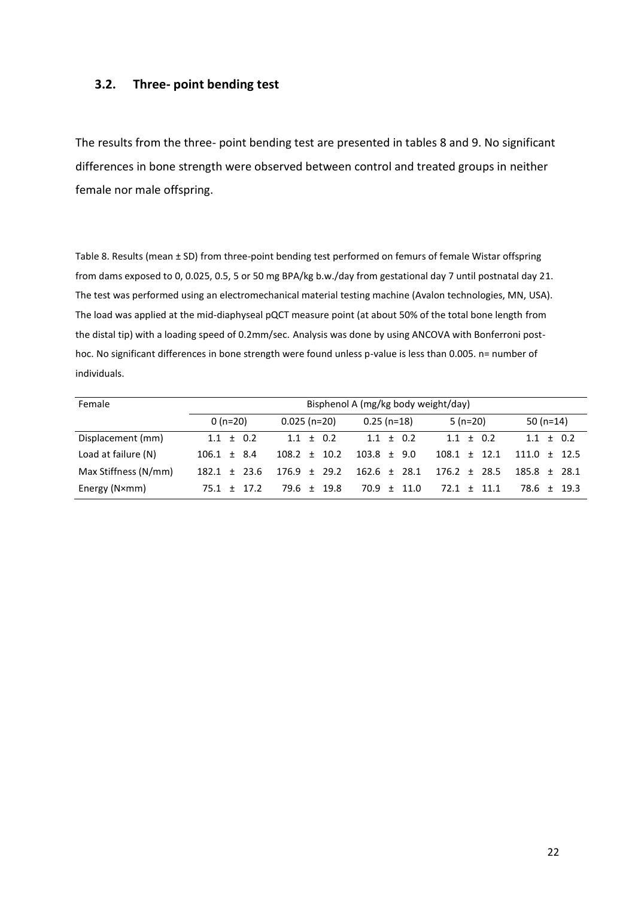### 3.2. Three- point bending test

The results from the three- point bending test are presented in tables 8 and 9. No significant differences in bone strength were observed between control and treated groups in neither female nor male offspring.

Table 8. Results (mean ± SD) from three-point bending test performed on femurs of female Wistar offspring from dams exposed to 0, 0.025, 0.5, 5 or 50 mg BPA/kg b.w./day from gestational day 7 until postnatal day 21. The test was performed using an electromechanical material testing machine (Avalon technologies, MN, USA). The load was applied at the mid-diaphyseal pQCT measure point (at about 50% of the total bone length from the distal tip) with a loading speed of 0.2mm/sec. Analysis was done by using ANCOVA with Bonferroni post-hoc. No significant differences in bone strength were found unless p-value is less than 0.005. n= number of individuals.

| Female | Bisphenol A (mg/kg body weight/day) | | | | |
|---|---|---|---|---|---|
| | 0 (n=20) | 0.025 (n=20) | 0.25 (n=18) | 5 (n=20) | 50 (n=14) |
| Displacement (mm) | 1.1 ± 0.2 | 1.1 ± 0.2 | 1.1 ± 0.2 | 1.1 ± 0.2 | 1.1 ± 0.2 |
| Load at failure (N) | 106.1 ± 8.4 | 108.2 ± 10.2 | 103.8 ± 9.0 | 108.1 ± 12.1 | 111.0 ± 12.5 |
| Max Stiffness (N/mm) | 182.1 ± 23.6 | 176.9 ± 29.2 | 162.6 ± 28.1 | 176.2 ± 28.5 | 185.8 ± 28.1 |
| Energy (N×mm) | 75.1 ± 17.2 | 79.6 ± 19.8 | 70.9 ± 11.0 | 72.1 ± 11.1 | 78.6 ± 19.3 |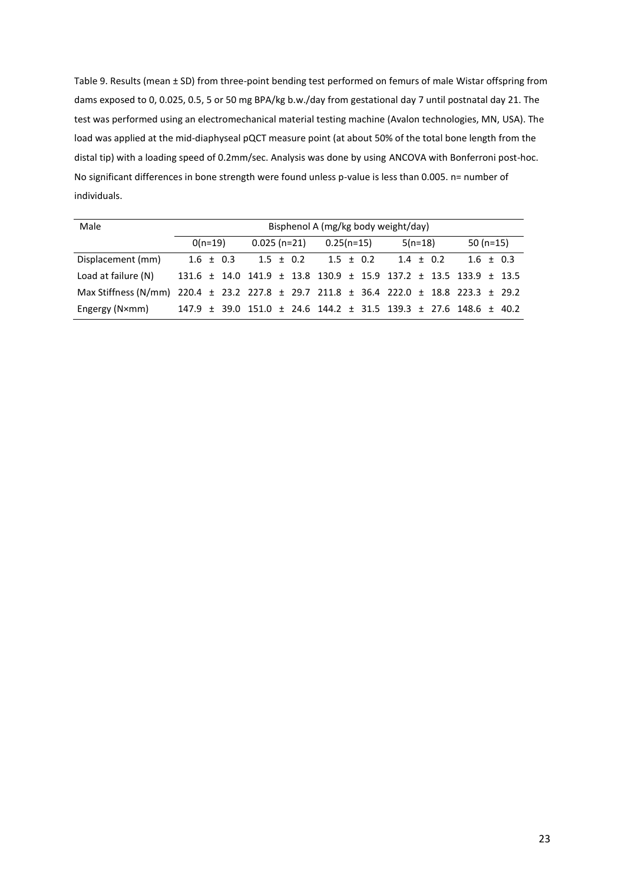Table 9. Results (mean ± SD) from three-point bending test performed on femurs of male Wistar offspring from dams exposed to 0, 0.025, 0.5, 5 or 50 mg BPA/kg b.w./day from gestational day 7 until postnatal day 21. The test was performed using an electromechanical material testing machine (Avalon technologies, MN, USA). The load was applied at the mid-diaphyseal pQCT measure point (at about 50% of the total bone length from the distal tip) with a loading speed of 0.2mm/sec. Analysis was done by using ANCOVA with Bonferroni post-hoc. No significant differences in bone strength were found unless p-value is less than 0.005. n= number of individuals.

| Male | Bisphenol A (mg/kg body weight/day) | | | | |
|---|---|---|---|---|---|
| | 0(n=19) | 0.025 (n=21) | 0.25(n=15) | 5(n=18) | 50 (n=15) |
| Displacement (mm) | 1.6 ± 0.3 | 1.5 ± 0.2 | 1.5 ± 0.2 | 1.4 ± 0.2 | 1.6 ± 0.3 |
| Load at failure (N) | 131.6 ± 14.0 | 141.9 ± 13.8 | 130.9 ± 15.9 | 137.2 ± 13.5 | 133.9 ± 13.5 |
| Max Stiffness (N/mm) | 220.4 ± 23.2 | 227.8 ± 29.7 | 211.8 ± 36.4 | 222.0 ± 18.8 | 223.3 ± 29.2 |
| Engergy (N×mm) | 147.9 ± 39.0 | 151.0 ± 24.6 | 144.2 ± 31.5 | 139.3 ± 27.6 | 148.6 ± 40.2 |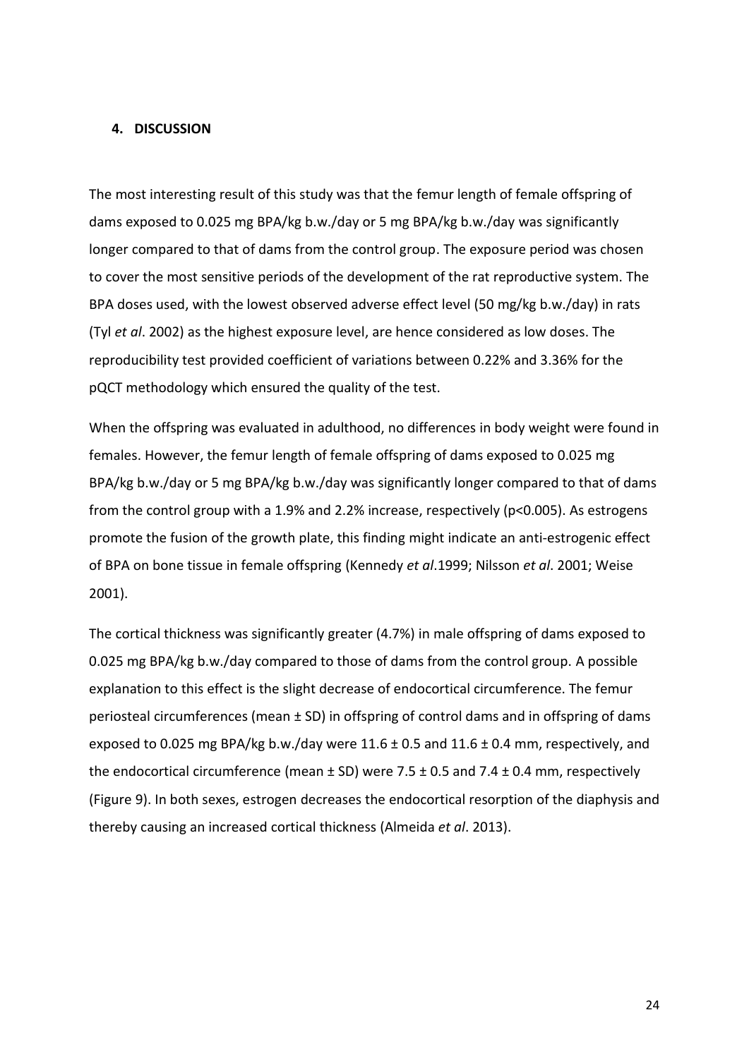## 4. DISCUSSION

The most interesting result of this study was that the femur length of female offspring of dams exposed to 0.025 mg BPA/kg b.w./day or 5 mg BPA/kg b.w./day was significantly longer compared to that of dams from the control group. The exposure period was chosen to cover the most sensitive periods of the development of the rat reproductive system. The BPA doses used, with the lowest observed adverse effect level (50 mg/kg b.w./day) in rats (Tyl *et al*. 2002) as the highest exposure level, are hence considered as low doses. The reproducibility test provided coefficient of variations between 0.22% and 3.36% for the pQCT methodology which ensured the quality of the test.

When the offspring was evaluated in adulthood, no differences in body weight were found in females. However, the femur length of female offspring of dams exposed to 0.025 mg BPA/kg b.w./day or 5 mg BPA/kg b.w./day was significantly longer compared to that of dams from the control group with a 1.9% and 2.2% increase, respectively ($p<0.005$). As estrogens promote the fusion of the growth plate, this finding might indicate an anti-estrogenic effect of BPA on bone tissue in female offspring (Kennedy *et al*.1999; Nilsson *et al*. 2001; Weise 2001).

The cortical thickness was significantly greater (4.7%) in male offspring of dams exposed to 0.025 mg BPA/kg b.w./day compared to those of dams from the control group. A possible explanation to this effect is the slight decrease of endocortical circumference. The femur periosteal circumferences (mean ± SD) in offspring of control dams and in offspring of dams exposed to 0.025 mg BPA/kg b.w./day were 11.6 ± 0.5 and 11.6 ± 0.4 mm, respectively, and the endocortical circumference (mean ± SD) were 7.5 ± 0.5 and 7.4 ± 0.4 mm, respectively (Figure 9). In both sexes, estrogen decreases the endocortical resorption of the diaphysis and thereby causing an increased cortical thickness (Almeida *et al*. 2013).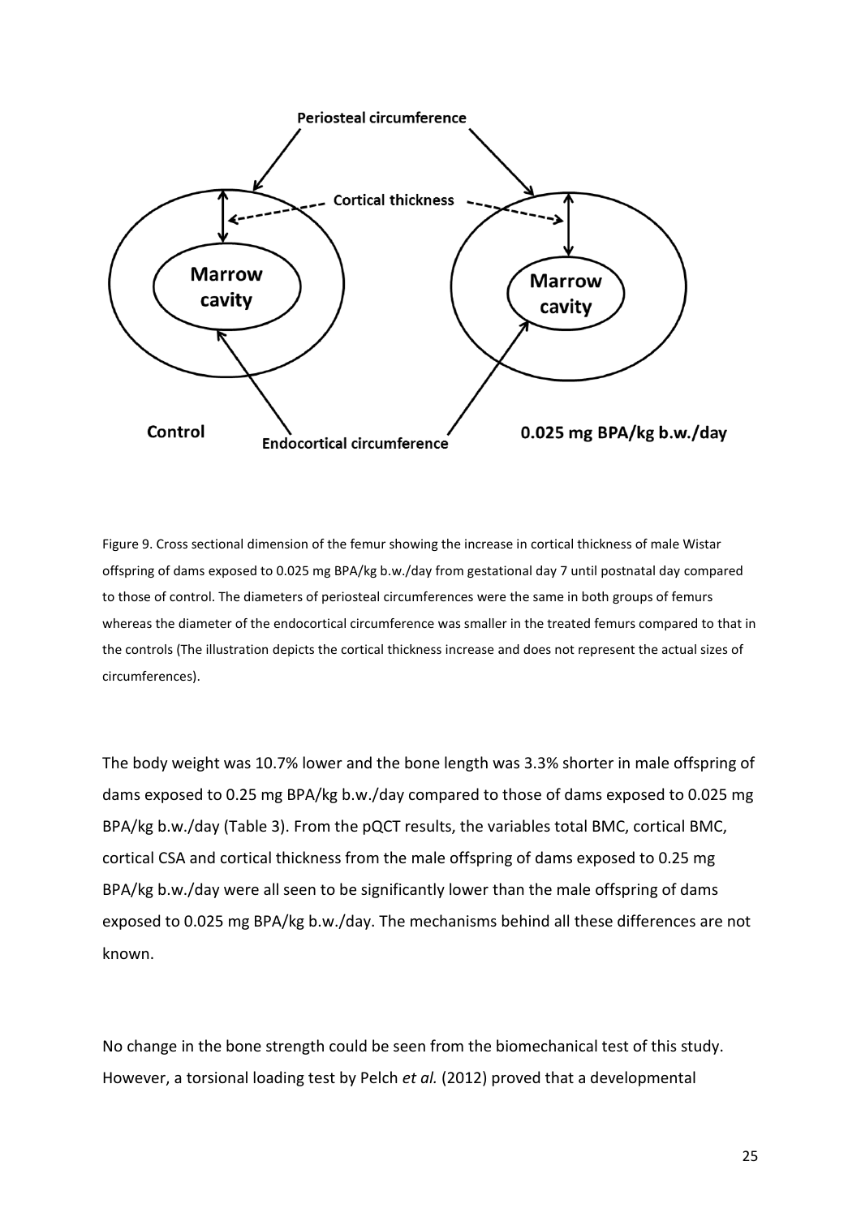Figure 9. Cross sectional dimension of the femur showing the increase in cortical thickness of male Wistar offspring of dams exposed to 0.025 mg BPA/kg b.w./day from gestational day 7 until postnatal day compared to those of control. The diameters of periosteal circumferences were the same in both groups of femurs whereas the diameter of the endocortical circumference was smaller in the treated femurs compared to that in the controls (The illustration depicts the cortical thickness increase and does not represent the actual sizes of circumferences).

The body weight was 10.7% lower and the bone length was 3.3% shorter in male offspring of dams exposed to 0.25 mg BPA/kg b.w./day compared to those of dams exposed to 0.025 mg BPA/kg b.w./day (Table 3). From the pQCT results, the variables total BMC, cortical BMC, cortical CSA and cortical thickness from the male offspring of dams exposed to 0.25 mg BPA/kg b.w./day were all seen to be significantly lower than the male offspring of dams exposed to 0.025 mg BPA/kg b.w./day. The mechanisms behind all these differences are not known.

No change in the bone strength could be seen from the biomechanical test of this study. However, a torsional loading test by Pelch *et al.* (2012) proved that a developmental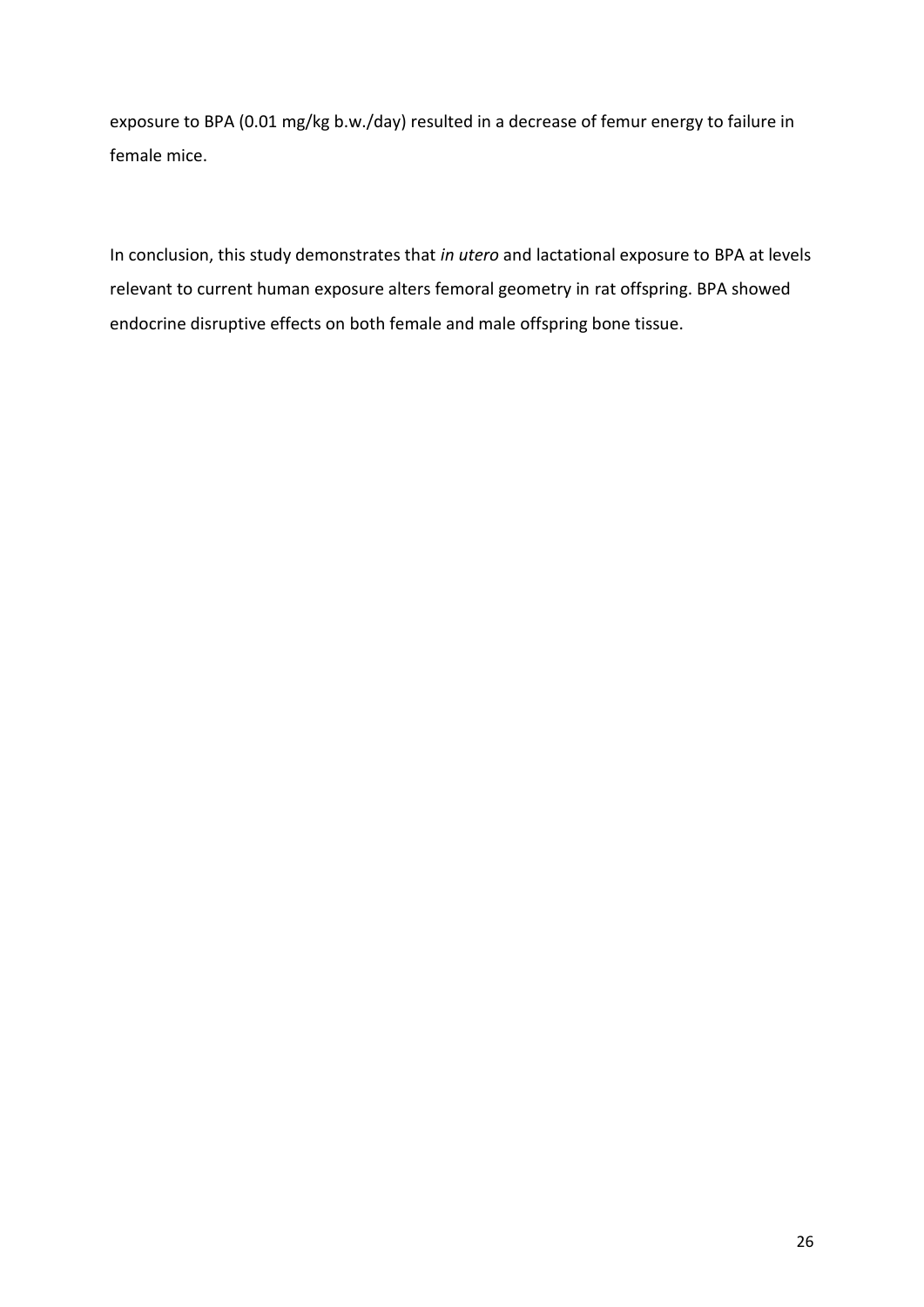exposure to BPA (0.01 mg/kg b.w./day) resulted in a decrease of femur energy to failure in female mice.

In conclusion, this study demonstrates that *in utero* and lactational exposure to BPA at levels relevant to current human exposure alters femoral geometry in rat offspring. BPA showed endocrine disruptive effects on both female and male offspring bone tissue.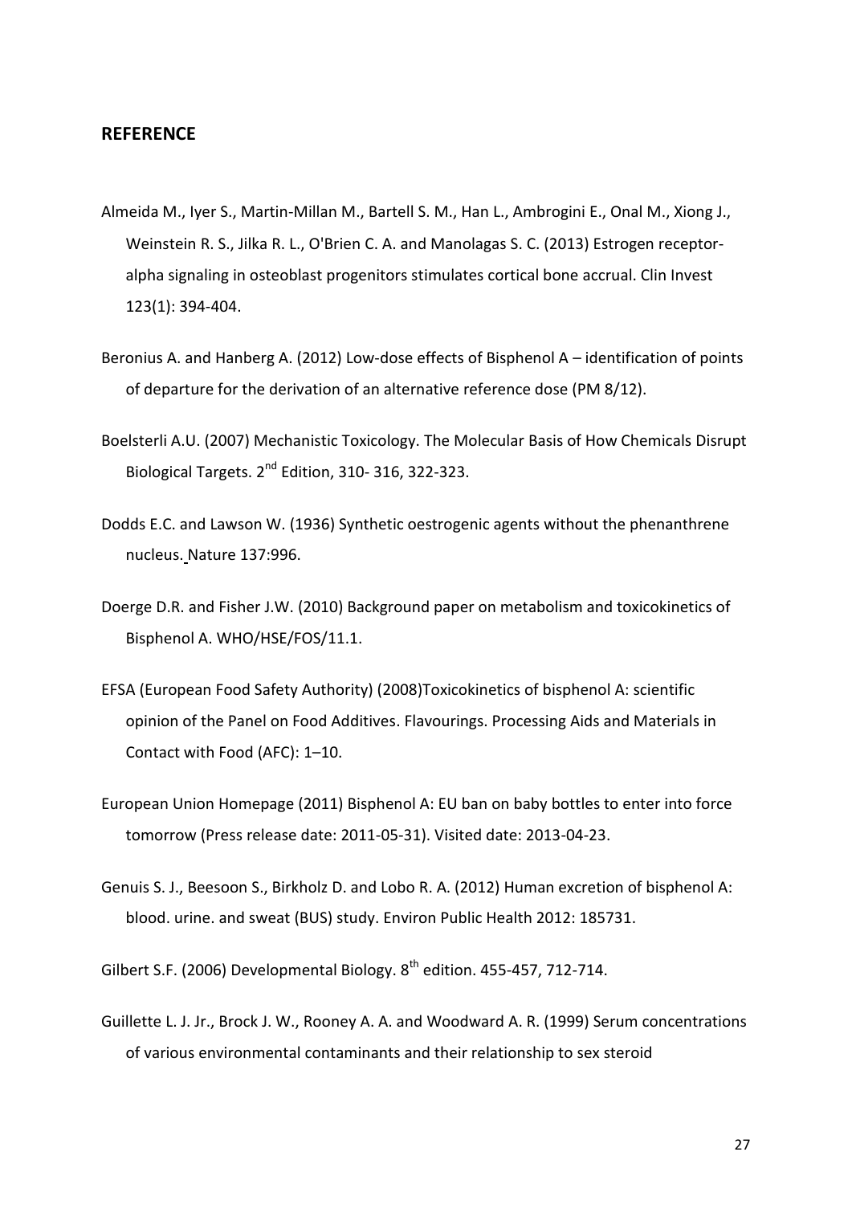## REFERENCE

Almeida M., Iyer S., Martin-Millan M., Bartell S. M., Han L., Ambrogini E., Onal M., Xiong J., Weinstein R. S., Jilka R. L., O'Brien C. A. and Manolagas S. C. (2013) Estrogen receptor-alpha signaling in osteoblast progenitors stimulates cortical bone accrual. Clin Invest 123(1): 394-404.

Beronius A. and Hanberg A. (2012) Low-dose effects of Bisphenol A – identification of points of departure for the derivation of an alternative reference dose (PM 8/12).

Boelsterli A.U. (2007) Mechanistic Toxicology. The Molecular Basis of How Chemicals Disrupt Biological Targets. 2nd Edition, 310- 316, 322-323.

Dodds E.C. and Lawson W. (1936) Synthetic oestrogenic agents without the phenanthrene nucleus. Nature 137:996.

Doerge D.R. and Fisher J.W. (2010) Background paper on metabolism and toxicokinetics of Bisphenol A. WHO/HSE/FOS/11.1.

EFSA (European Food Safety Authority) (2008)Toxicokinetics of bisphenol A: scientific opinion of the Panel on Food Additives. Flavourings. Processing Aids and Materials in Contact with Food (AFC): 1–10.

European Union Homepage (2011) Bisphenol A: EU ban on baby bottles to enter into force tomorrow (Press release date: 2011-05-31). Visited date: 2013-04-23.

Genuis S. J., Beesoon S., Birkholz D. and Lobo R. A. (2012) Human excretion of bisphenol A: blood. urine. and sweat (BUS) study. Environ Public Health 2012: 185731.

Gilbert S.F. (2006) Developmental Biology. 8th edition. 455-457, 712-714.

Guillette L. J. Jr., Brock J. W., Rooney A. A. and Woodward A. R. (1999) Serum concentrations of various environmental contaminants and their relationship to sex steroid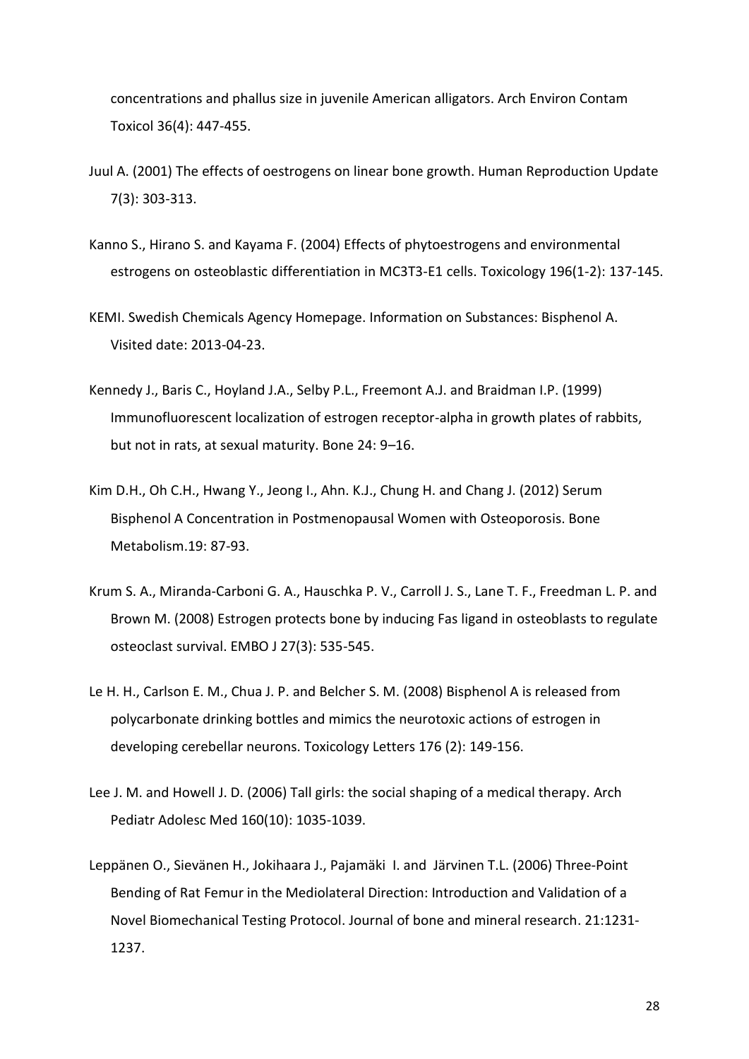concentrations and phallus size in juvenile American alligators. Arch Environ Contam Toxicol 36(4): 447-455.

Juul A. (2001) The effects of oestrogens on linear bone growth. Human Reproduction Update 7(3): 303-313.

Kanno S., Hirano S. and Kayama F. (2004) Effects of phytoestrogens and environmental estrogens on osteoblastic differentiation in MC3T3-E1 cells. Toxicology 196(1-2): 137-145.

KEMI. Swedish Chemicals Agency Homepage. Information on Substances: Bisphenol A. Visited date: 2013-04-23.

Kennedy J., Baris C., Hoyland J.A., Selby P.L., Freemont A.J. and Braidman I.P. (1999) Immunofluorescent localization of estrogen receptor-alpha in growth plates of rabbits, but not in rats, at sexual maturity. Bone 24: 9–16.

Kim D.H., Oh C.H., Hwang Y., Jeong I., Ahn. K.J., Chung H. and Chang J. (2012) Serum Bisphenol A Concentration in Postmenopausal Women with Osteoporosis. Bone Metabolism.19: 87-93.

Krum S. A., Miranda-Carboni G. A., Hauschka P. V., Carroll J. S., Lane T. F., Freedman L. P. and Brown M. (2008) Estrogen protects bone by inducing Fas ligand in osteoblasts to regulate osteoclast survival. EMBO J 27(3): 535-545.

Le H. H., Carlson E. M., Chua J. P. and Belcher S. M. (2008) Bisphenol A is released from polycarbonate drinking bottles and mimics the neurotoxic actions of estrogen in developing cerebellar neurons. Toxicology Letters 176 (2): 149-156.

Lee J. M. and Howell J. D. (2006) Tall girls: the social shaping of a medical therapy. Arch Pediatr Adolesc Med 160(10): 1035-1039.

Leppänen O., Sievänen H., Jokihaara J., Pajamäki I. and Järvinen T.L. (2006) Three-Point Bending of Rat Femur in the Mediolateral Direction: Introduction and Validation of a Novel Biomechanical Testing Protocol. Journal of bone and mineral research. 21:1231-1237.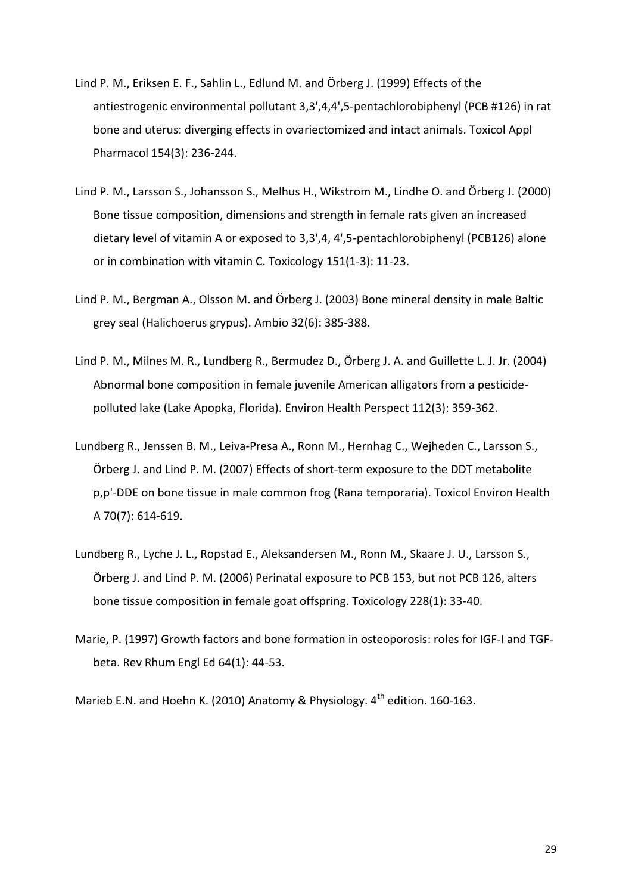Lind P. M., Eriksen E. F., Sahlin L., Edlund M. and Örberg J. (1999) Effects of the antiestrogenic environmental pollutant 3,3',4,4',5-pentachlorobiphenyl (PCB #126) in rat bone and uterus: diverging effects in ovariectomized and intact animals. Toxicol Appl Pharmacol 154(3): 236-244.

Lind P. M., Larsson S., Johansson S., Melhus H., Wikstrom M., Lindhe O. and Örberg J. (2000) Bone tissue composition, dimensions and strength in female rats given an increased dietary level of vitamin A or exposed to 3,3',4, 4',5-pentachlorobiphenyl (PCB126) alone or in combination with vitamin C. Toxicology 151(1-3): 11-23.

Lind P. M., Bergman A., Olsson M. and Örberg J. (2003) Bone mineral density in male Baltic grey seal (Halichoerus grypus). Ambio 32(6): 385-388.

Lind P. M., Milnes M. R., Lundberg R., Bermudez D., Örberg J. A. and Guillette L. J. Jr. (2004) Abnormal bone composition in female juvenile American alligators from a pesticide-polluted lake (Lake Apopka, Florida). Environ Health Perspect 112(3): 359-362.

Lundberg R., Jenssen B. M., Leiva-Presa A., Ronn M., Hernhag C., Wejheden C., Larsson S., Örberg J. and Lind P. M. (2007) Effects of short-term exposure to the DDT metabolite p,p'-DDE on bone tissue in male common frog (Rana temporaria). Toxicol Environ Health A 70(7): 614-619.

Lundberg R., Lyche J. L., Ropstad E., Aleksandersen M., Ronn M., Skaare J. U., Larsson S., Örberg J. and Lind P. M. (2006) Perinatal exposure to PCB 153, but not PCB 126, alters bone tissue composition in female goat offspring. Toxicology 228(1): 33-40.

Marie, P. (1997) Growth factors and bone formation in osteoporosis: roles for IGF-I and TGF-beta. Rev Rhum Engl Ed 64(1): 44-53.

Marieb E.N. and Hoehn K. (2010) Anatomy & Physiology. 4th edition. 160-163.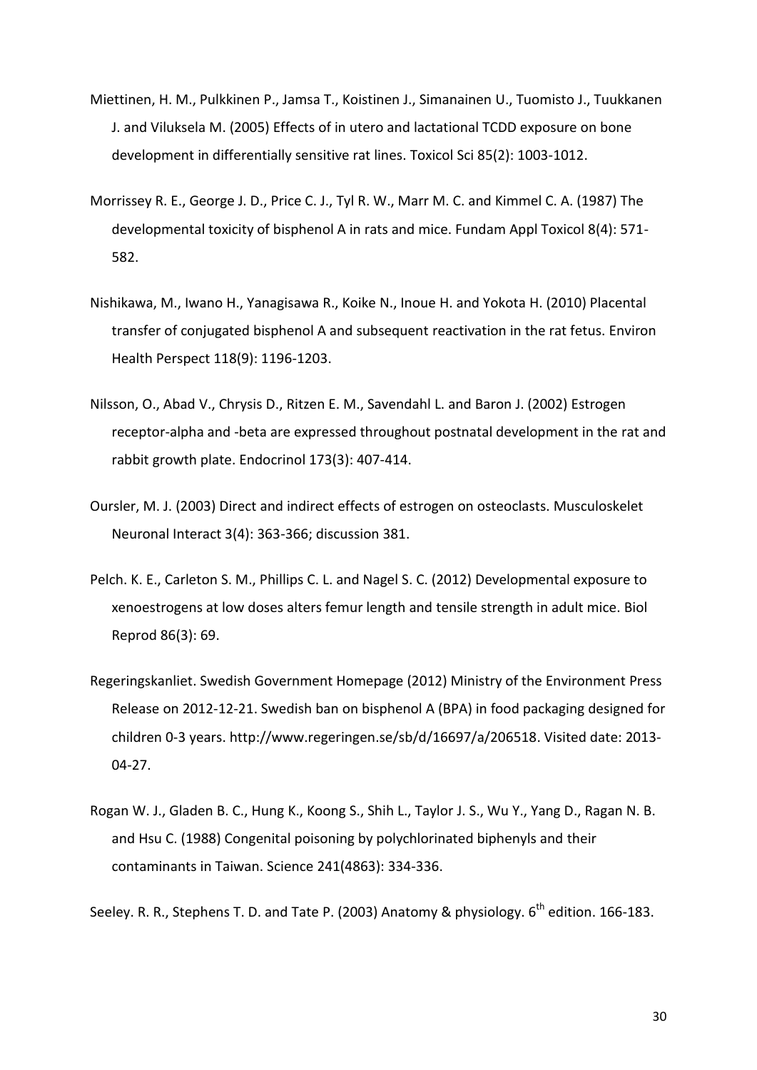Miettinen, H. M., Pulkkinen P., Jamsa T., Koistinen J., Simanainen U., Tuomisto J., Tuukkanen J. and Viluksela M. (2005) Effects of in utero and lactational TCDD exposure on bone development in differentially sensitive rat lines. Toxicol Sci 85(2): 1003-1012.

Morrissey R. E., George J. D., Price C. J., Tyl R. W., Marr M. C. and Kimmel C. A. (1987) The developmental toxicity of bisphenol A in rats and mice. Fundam Appl Toxicol 8(4): 571-582.

Nishikawa, M., Iwano H., Yanagisawa R., Koike N., Inoue H. and Yokota H. (2010) Placental transfer of conjugated bisphenol A and subsequent reactivation in the rat fetus. Environ Health Perspect 118(9): 1196-1203.

Nilsson, O., Abad V., Chrysis D., Ritzen E. M., Savendahl L. and Baron J. (2002) Estrogen receptor-alpha and -beta are expressed throughout postnatal development in the rat and rabbit growth plate. Endocrinol 173(3): 407-414.

Oursler, M. J. (2003) Direct and indirect effects of estrogen on osteoclasts. Musculoskelet Neuronal Interact 3(4): 363-366; discussion 381.

Pelch. K. E., Carleton S. M., Phillips C. L. and Nagel S. C. (2012) Developmental exposure to xenoestrogens at low doses alters femur length and tensile strength in adult mice. Biol Reprod 86(3): 69.

Regeringskanliet. Swedish Government Homepage (2012) Ministry of the Environment Press Release on 2012-12-21. Swedish ban on bisphenol A (BPA) in food packaging designed for children 0-3 years. http://www.regeringen.se/sb/d/16697/a/206518. Visited date: 2013-04-27.

Rogan W. J., Gladen B. C., Hung K., Koong S., Shih L., Taylor J. S., Wu Y., Yang D., Ragan N. B. and Hsu C. (1988) Congenital poisoning by polychlorinated biphenyls and their contaminants in Taiwan. Science 241(4863): 334-336.

Seeley. R. R., Stephens T. D. and Tate P. (2003) Anatomy & physiology. 6th edition. 166-183.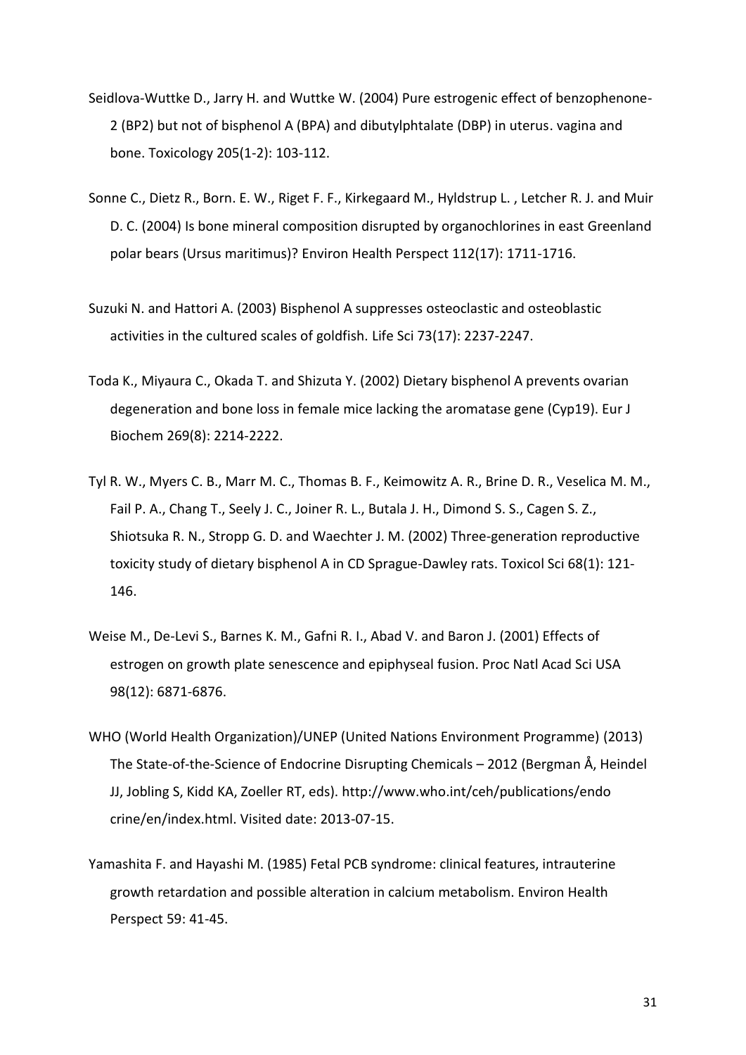Seidlova-Wuttke D., Jarry H. and Wuttke W. (2004) Pure estrogenic effect of benzophenone-2 (BP2) but not of bisphenol A (BPA) and dibutylphtalate (DBP) in uterus. vagina and bone. Toxicology 205(1-2): 103-112.

Sonne C., Dietz R., Born. E. W., Riget F. F., Kirkegaard M., Hyldstrup L. , Letcher R. J. and Muir D. C. (2004) Is bone mineral composition disrupted by organochlorines in east Greenland polar bears (Ursus maritimus)? Environ Health Perspect 112(17): 1711-1716.

Suzuki N. and Hattori A. (2003) Bisphenol A suppresses osteoclastic and osteoblastic activities in the cultured scales of goldfish. Life Sci 73(17): 2237-2247.

Toda K., Miyaura C., Okada T. and Shizuta Y. (2002) Dietary bisphenol A prevents ovarian degeneration and bone loss in female mice lacking the aromatase gene (Cyp19). Eur J Biochem 269(8): 2214-2222.

Tyl R. W., Myers C. B., Marr M. C., Thomas B. F., Keimowitz A. R., Brine D. R., Veselica M. M., Fail P. A., Chang T., Seely J. C., Joiner R. L., Butala J. H., Dimond S. S., Cagen S. Z., Shiotsuka R. N., Stropp G. D. and Waechter J. M. (2002) Three-generation reproductive toxicity study of dietary bisphenol A in CD Sprague-Dawley rats. Toxicol Sci 68(1): 121-146.

Weise M., De-Levi S., Barnes K. M., Gafni R. I., Abad V. and Baron J. (2001) Effects of estrogen on growth plate senescence and epiphyseal fusion. Proc Natl Acad Sci USA 98(12): 6871-6876.

WHO (World Health Organization)/UNEP (United Nations Environment Programme) (2013) The State-of-the-Science of Endocrine Disrupting Chemicals – 2012 (Bergman Å, Heindel JJ, Jobling S, Kidd KA, Zoeller RT, eds). http://www.who.int/ceh/publications/endo crine/en/index.html. Visited date: 2013-07-15.

Yamashita F. and Hayashi M. (1985) Fetal PCB syndrome: clinical features, intrauterine growth retardation and possible alteration in calcium metabolism. Environ Health Perspect 59: 41-45.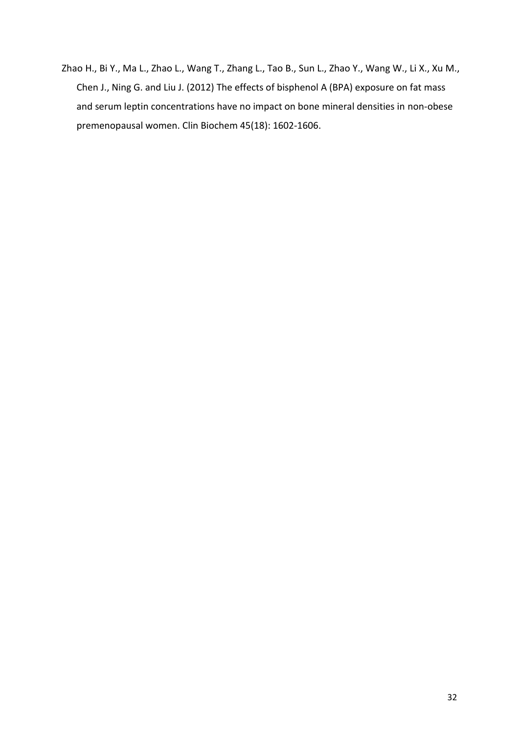Zhao H., Bi Y., Ma L., Zhao L., Wang T., Zhang L., Tao B., Sun L., Zhao Y., Wang W., Li X., Xu M., Chen J., Ning G. and Liu J. (2012) The effects of bisphenol A (BPA) exposure on fat mass and serum leptin concentrations have no impact on bone mineral densities in non-obese premenopausal women. Clin Biochem 45(18): 1602-1606.